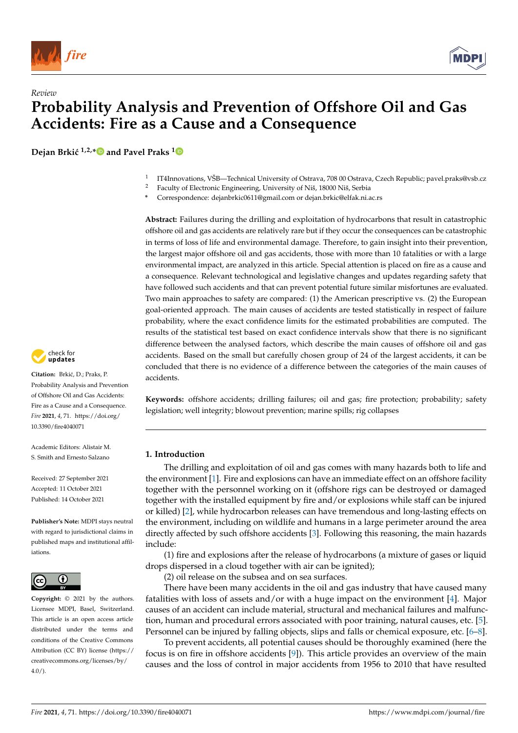*Review*

# Probability Analysis and Prevention of Offshore Oil and Gas Accidents: Fire as a Cause and a Consequence

**Dejan Brkić [1,2,*] and Pavel Praks [1]**

[1] IT4Innovations, VŠB—Technical University of Ostrava, 708 00 Ostrava, Czech Republic; pavel.praks@vsb.cz
[2] Faculty of Electronic Engineering, University of Niš, 18000 Niš, Serbia
* Correspondence: dejanbrkic0611@gmail.com or dejan.brkic@elfak.ni.ac.rs

**Abstract:** Failures during the drilling and exploitation of hydrocarbons that result in catastrophic offshore oil and gas accidents are relatively rare but if they occur the consequences can be catastrophic in terms of loss of life and environmental damage. Therefore, to gain insight into their prevention, the largest major offshore oil and gas accidents, those with more than 10 fatalities or with a large environmental impact, are analyzed in this article. Special attention is placed on fire as a cause and a consequence. Relevant technological and legislative changes and updates regarding safety that have followed such accidents and that can prevent potential future similar misfortunes are evaluated. Two main approaches to safety are compared: (1) the American prescriptive vs. (2) the European goal-oriented approach. The main causes of accidents are tested statistically in respect of failure probability, where the exact confidence limits for the estimated probabilities are computed. The results of the statistical test based on exact confidence intervals show that there is no significant difference between the analysed factors, which describe the main causes of offshore oil and gas accidents. Based on the small but carefully chosen group of 24 of the largest accidents, it can be concluded that there is no evidence of a difference between the categories of the main causes of accidents.

**Keywords:** offshore accidents; drilling failures; oil and gas; fire protection; probability; safety legislation; well integrity; blowout prevention; marine spills; rig collapses

**Citation:** Brkić, D.; Praks, P. Probability Analysis and Prevention of Offshore Oil and Gas Accidents: Fire as a Cause and a Consequence. *Fire* **2021**, *4*, 71. https://doi.org/10.3390/fire4040071

Academic Editors: Alistair M. S. Smith and Ernesto Salzano

Received: 27 September 2021
Accepted: 11 October 2021
Published: 14 October 2021

**Publisher's Note:** MDPI stays neutral with regard to jurisdictional claims in published maps and institutional affiliations.

**Copyright:** © 2021 by the authors. Licensee MDPI, Basel, Switzerland. This article is an open access article distributed under the terms and conditions of the Creative Commons Attribution (CC BY) license (https://creativecommons.org/licenses/by/4.0/).

## 1. Introduction

The drilling and exploitation of oil and gas comes with many hazards both to life and the environment [1]. Fire and explosions can have an immediate effect on an offshore facility together with the personnel working on it (offshore rigs can be destroyed or damaged together with the installed equipment by fire and/or explosions while staff can be injured or killed) [2], while hydrocarbon releases can have tremendous and long-lasting effects on the environment, including on wildlife and humans in a large perimeter around the area directly affected by such offshore accidents [3]. Following this reasoning, the main hazards include:

(1) fire and explosions after the release of hydrocarbons (a mixture of gases or liquid drops dispersed in a cloud together with air can be ignited);

(2) oil release on the subsea and on sea surfaces.

There have been many accidents in the oil and gas industry that have caused many fatalities with loss of assets and/or with a huge impact on the environment [4]. Major causes of an accident can include material, structural and mechanical failures and malfunction, human and procedural errors associated with poor training, natural causes, etc. [5]. Personnel can be injured by falling objects, slips and falls or chemical exposure, etc. [6–8].

To prevent accidents, all potential causes should be thoroughly examined (here the focus is on fire in offshore accidents [9]). This article provides an overview of the main causes and the loss of control in major accidents from 1956 to 2010 that have resulted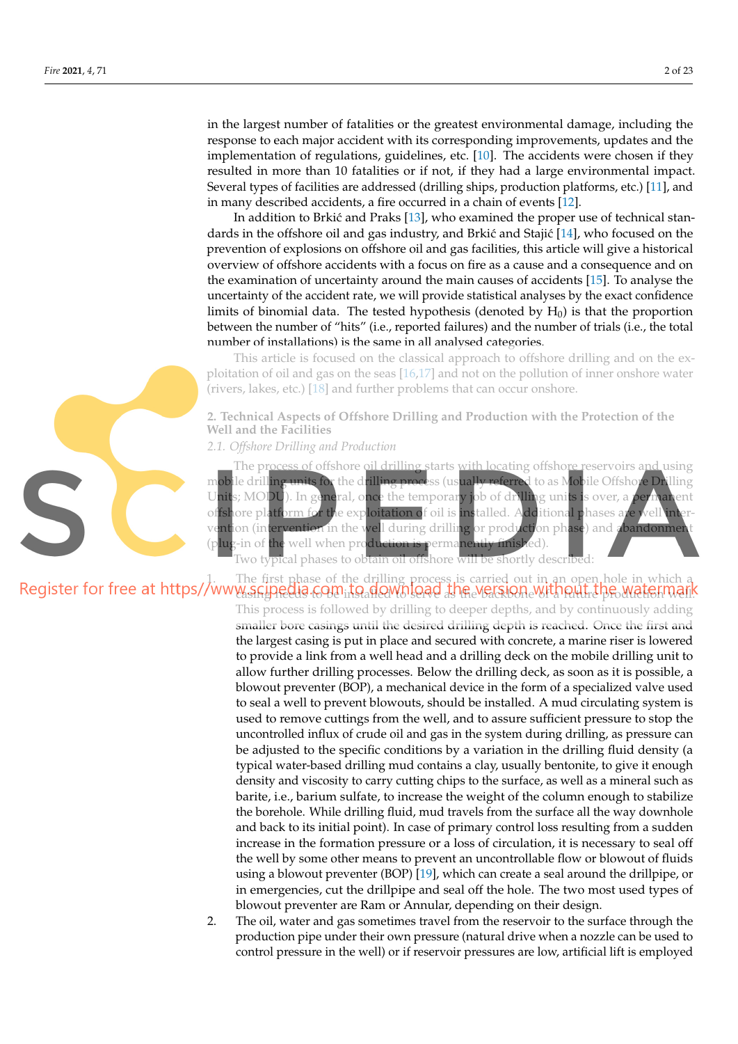in the largest number of fatalities or the greatest environmental damage, including the response to each major accident with its corresponding improvements, updates and the implementation of regulations, guidelines, etc. [10]. The accidents were chosen if they resulted in more than 10 fatalities or if not, if they had a large environmental impact. Several types of facilities are addressed (drilling ships, production platforms, etc.) [11], and in many described accidents, a fire occurred in a chain of events [12].

In addition to Brkić and Praks [13], who examined the proper use of technical standards in the offshore oil and gas industry, and Brkić and Stajić [14], who focused on the prevention of explosions on offshore oil and gas facilities, this article will give a historical overview of offshore accidents with a focus on fire as a cause and a consequence and on the examination of uncertainty around the main causes of accidents [15]. To analyse the uncertainty of the accident rate, we will provide statistical analyses by the exact confidence limits of binomial data. The tested hypothesis (denoted by $H_0$) is that the proportion between the number of "hits" (i.e., reported failures) and the number of trials (i.e., the total number of installations) is the same in all analysed categories.

This article is focused on the classical approach to offshore drilling and on the exploitation of oil and gas on the seas [16,17] and not on the pollution of inner onshore water (rivers, lakes, etc.) [18] and further problems that can occur onshore.

## 2. Technical Aspects of Offshore Drilling and Production with the Protection of the Well and the Facilities

### 2.1. Offshore Drilling and Production

The process of offshore oil drilling starts with locating offshore reservoirs and using mobile drilling units for the drilling process (usually referred to as Mobile Offshore Drilling Units; MODU). In general, once the temporary job of drilling units is over, a permanent offshore platform for the exploitation of oil is installed. Additional phases are well intervention (intervention in the well during drilling or production phase) and abandonment (plug-in of the well when production is permanently finished).

Two typical phases to obtain oil offshore will be shortly described:

1. The first phase of the drilling process is carried out in an open hole in which a casing needs to be installed to serve as the backbone of a future production well. This process is followed by drilling to deeper depths, and by continuously adding smaller bore casings until the desired drilling depth is reached. Once the first and the largest casing is put in place and secured with concrete, a marine riser is lowered to provide a link from a well head and a drilling deck on the mobile drilling unit to allow further drilling processes. Below the drilling deck, as soon as it is possible, a blowout preventer (BOP), a mechanical device in the form of a specialized valve used to seal a well to prevent blowouts, should be installed. A mud circulating system is used to remove cuttings from the well, and to assure sufficient pressure to stop the uncontrolled influx of crude oil and gas in the system during drilling, as pressure can be adjusted to the specific conditions by a variation in the drilling fluid density (a typical water-based drilling mud contains a clay, usually bentonite, to give it enough density and viscosity to carry cutting chips to the surface, as well as a mineral such as barite, i.e., barium sulfate, to increase the weight of the column enough to stabilize the borehole. While drilling fluid, mud travels from the surface all the way downhole and back to its initial point). In case of primary control loss resulting from a sudden increase in the formation pressure or a loss of circulation, it is necessary to seal off the well by some other means to prevent an uncontrollable flow or blowout of fluids using a blowout preventer (BOP) [19], which can create a seal around the drillpipe, or in emergencies, cut the drillpipe and seal off the hole. The two most used types of blowout preventer are Ram or Annular, depending on their design.
2. The oil, water and gas sometimes travel from the reservoir to the surface through the production pipe under their own pressure (natural drive when a nozzle can be used to control pressure in the well) or if reservoir pressures are low, artificial lift is employed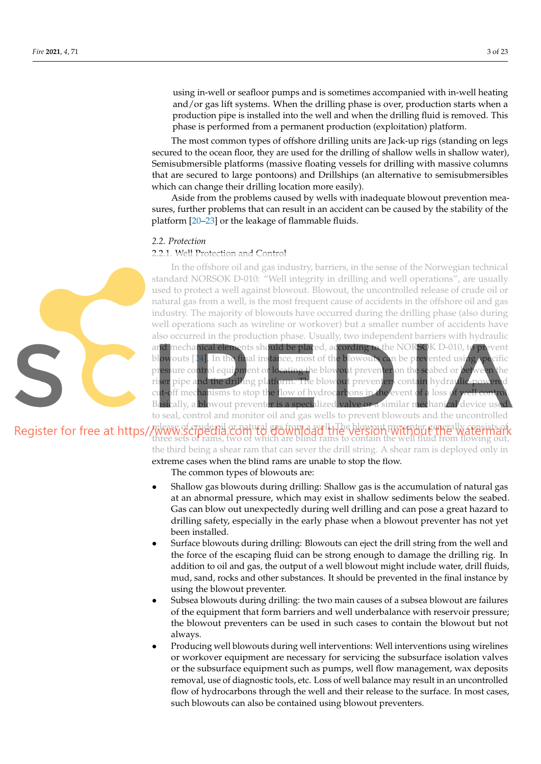using in-well or seafloor pumps and is sometimes accompanied with in-well heating and/or gas lift systems. When the drilling phase is over, production starts when a production pipe is installed into the well and when the drilling fluid is removed. This phase is performed from a permanent production (exploitation) platform.

The most common types of offshore drilling units are Jack-up rigs (standing on legs secured to the ocean floor, they are used for the drilling of shallow wells in shallow water), Semisubmersible platforms (massive floating vessels for drilling with massive columns that are secured to large pontoons) and Drillships (an alternative to semisubmersibles which can change their drilling location more easily).

Aside from the problems caused by wells with inadequate blowout prevention measures, further problems that can result in an accident can be caused by the stability of the platform [20–23] or the leakage of flammable fluids.

## 2.2. Protection

### 2.2.1. Well Protection and Control

In the offshore oil and gas industry, barriers, in the sense of the Norwegian technical standard NORSOK D-010: "Well integrity in drilling and well operations", are usually used to protect a well against blowout. Blowout, the uncontrolled release of crude oil or natural gas from a well, is the most frequent cause of accidents in the offshore oil and gas industry. The majority of blowouts have occurred during the drilling phase (also during well operations such as wireline or workover) but a smaller number of accidents have also occurred in the production phase. Usually, two independent barriers with hydraulic and mechanical elements should be placed, according to the NORSOK D-010, to prevent blowouts [24]. In the final instance, most of the blowouts can be prevented using specific pressure control equipment or locating the blowout preventer on the seabed or between the riser pipe and the drilling platform. The blowout preventers contain hydraulic-powered cut-off mechanisms to stop the flow of hydrocarbons in the event of a loss of well control. Basically, a blowout preventer is a specialized valve or a similar mechanical device used to seal, control and monitor oil and gas wells to prevent blowouts and the uncontrolled release of crude oil or natural gas from a well. The blowout preventer generally consists of three sets of rams, two of which are blind rams to contain the well fluid from flowing out, the third being a shear ram that can sever the drill string. A shear ram is deployed only in extreme cases when the blind rams are unable to stop the flow.

The common types of blowouts are:

- Shallow gas blowouts during drilling: Shallow gas is the accumulation of natural gas at an abnormal pressure, which may exist in shallow sediments below the seabed. Gas can blow out unexpectedly during well drilling and can pose a great hazard to drilling safety, especially in the early phase when a blowout preventer has not yet been installed.
- Surface blowouts during drilling: Blowouts can eject the drill string from the well and the force of the escaping fluid can be strong enough to damage the drilling rig. In addition to oil and gas, the output of a well blowout might include water, drill fluids, mud, sand, rocks and other substances. It should be prevented in the final instance by using the blowout preventer.
- Subsea blowouts during drilling: the two main causes of a subsea blowout are failures of the equipment that form barriers and well underbalance with reservoir pressure; the blowout preventers can be used in such cases to contain the blowout but not always.
- Producing well blowouts during well interventions: Well interventions using wirelines or workover equipment are necessary for servicing the subsurface isolation valves or the subsurface equipment such as pumps, well flow management, wax deposits removal, use of diagnostic tools, etc. Loss of well balance may result in an uncontrolled flow of hydrocarbons through the well and their release to the surface. In most cases, such blowouts can also be contained using blowout preventers.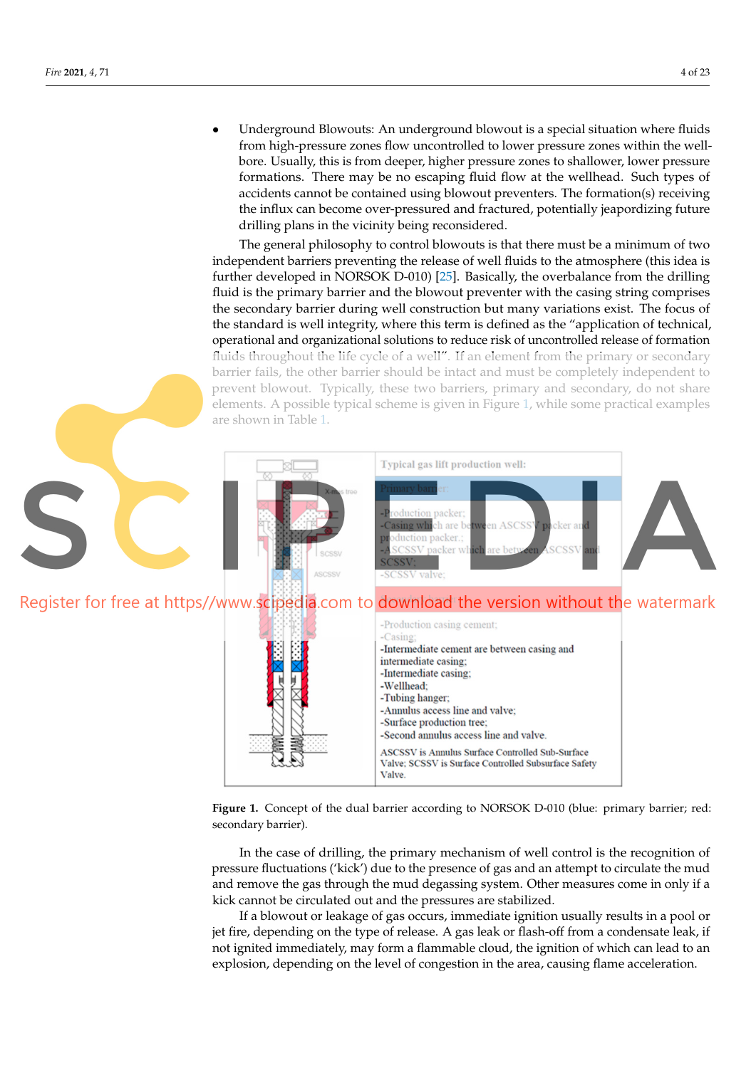- Underground Blowouts: An underground blowout is a special situation where fluids from high-pressure zones flow uncontrolled to lower pressure zones within the wellbore. Usually, this is from deeper, higher pressure zones to shallower, lower pressure formations. There may be no escaping fluid flow at the wellhead. Such types of accidents cannot be contained using blowout preventers. The formation(s) receiving the influx can become over-pressured and fractured, potentially jeopardizing future drilling plans in the vicinity being reconsidered.

The general philosophy to control blowouts is that there must be a minimum of two independent barriers preventing the release of well fluids to the atmosphere (this idea is further developed in NORSOK D-010) [25]. Basically, the overbalance from the drilling fluid is the primary barrier and the blowout preventer with the casing string comprises the secondary barrier during well construction but many variations exist. The focus of the standard is well integrity, where this term is defined as the "application of technical, operational and organizational solutions to reduce risk of uncontrolled release of formation fluids throughout the life cycle of a well". If an element from the primary or secondary barrier fails, the other barrier should be intact and must be completely independent to prevent blowout. Typically, these two barriers, primary and secondary, do not share elements. A possible typical scheme is given in Figure 1, while some practical examples are shown in Table 1.

| Typical gas lift production well: |
| --- |
| Primary barrier: |
| -Production packer;<br>-Casing which are between ASCSSV packer and production packer.;<br>-ASCSSV packer which are between ASCSSV and SCSSV;<br>-SCSSV valve; |
| Secondary barrier: |
| -Production casing cement;<br>-Casing;<br>-Intermediate cement are between casing and intermediate casing;<br>-Intermediate casing;<br>-Wellhead;<br>-Tubing hanger;<br>-Annulus access line and valve;<br>-Surface production tree;<br>-Second annulus access line and valve. |
| ASCSSV is Annulus Surface Controlled Sub-Surface Valve; SCSSV is Surface Controlled Subsurface Safety Valve. |

**Figure 1.** Concept of the dual barrier according to NORSOK D-010 (blue: primary barrier; red: secondary barrier).

In the case of drilling, the primary mechanism of well control is the recognition of pressure fluctuations ('kick') due to the presence of gas and an attempt to circulate the mud and remove the gas through the mud degassing system. Other measures come in only if a kick cannot be circulated out and the pressures are stabilized.

If a blowout or leakage of gas occurs, immediate ignition usually results in a pool or jet fire, depending on the type of release. A gas leak or flash-off from a condensate leak, if not ignited immediately, may form a flammable cloud, the ignition of which can lead to an explosion, depending on the level of congestion in the area, causing flame acceleration.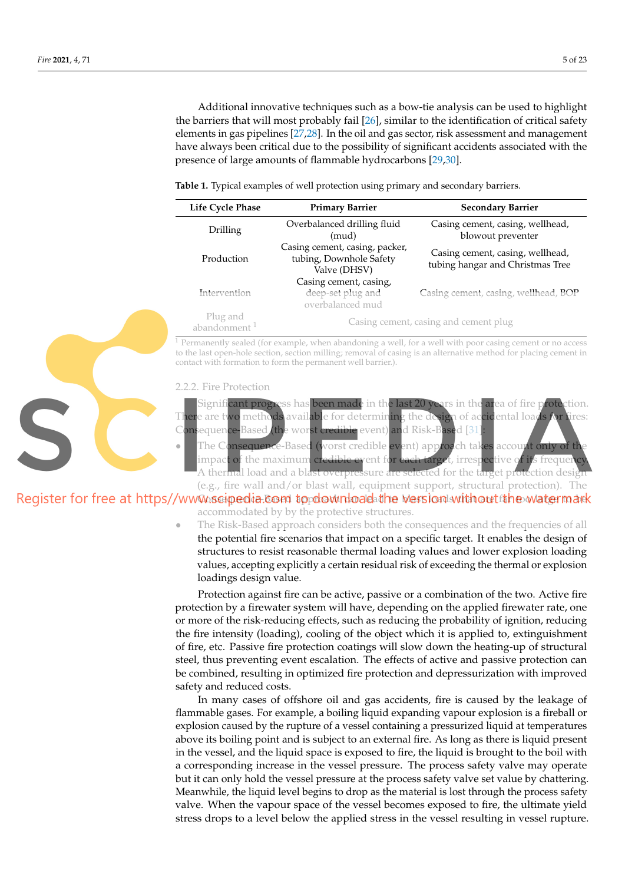Additional innovative techniques such as a bow-tie analysis can be used to highlight the barriers that will most probably fail [26], similar to the identification of critical safety elements in gas pipelines [27,28]. In the oil and gas sector, risk assessment and management have always been critical due to the possibility of significant accidents associated with the presence of large amounts of flammable hydrocarbons [29,30].

**Table 1.** Typical examples of well protection using primary and secondary barriers.

| Life Cycle Phase | Primary Barrier | Secondary Barrier |
|---|---|---|
| Drilling | Overbalanced drilling fluid (mud) | Casing cement, casing, wellhead, blowout preventer |
| Production | Casing cement, casing, packer, tubing, Downhole Safety Valve (DHSV) | Casing cement, casing, wellhead, tubing hangar and Christmas Tree |
| Intervention | Casing cement, casing, deep-set plug and overbalanced mud | Casing cement, casing, wellhead, BOP |
| Plug and abandonment [1] | Casing cement, casing and cement plug | |

[1] Permanently sealed (for example, when abandoning a well, for a well with poor casing cement or no access to the last open-hole section, section milling; removal of casing is an alternative method for placing cement in contact with formation to form the permanent well barrier.).

#### 2.2.2. Fire Protection

Significant progress has been made in the last 20 years in the area of fire protection. There are two methods available for determining the design of accidental loads for fires: Consequence-Based (the worst credible event) and Risk-Based [31]:

- The Consequence-Based (worst credible event) approach takes account only of the impact of the maximum credible event for each target, irrespective of its frequency. A thermal load and a blast overpressure are selected for the target protection design (e.g., fire wall and/or blast wall, equipment support, structural protection). The Consequence-Based approach considers the worst loads that should be accommodated by by the protective structures.
- The Risk-Based approach considers both the consequences and the frequencies of all the potential fire scenarios that impact on a specific target. It enables the design of structures to resist reasonable thermal loading values and lower explosion loading values, accepting explicitly a certain residual risk of exceeding the thermal or explosion loadings design value.

Protection against fire can be active, passive or a combination of the two. Active fire protection by a firewater system will have, depending on the applied firewater rate, one or more of the risk-reducing effects, such as reducing the probability of ignition, reducing the fire intensity (loading), cooling of the object which it is applied to, extinguishment of fire, etc. Passive fire protection coatings will slow down the heating-up of structural steel, thus preventing event escalation. The effects of active and passive protection can be combined, resulting in optimized fire protection and depressurization with improved safety and reduced costs.

In many cases of offshore oil and gas accidents, fire is caused by the leakage of flammable gases. For example, a boiling liquid expanding vapour explosion is a fireball or explosion caused by the rupture of a vessel containing a pressurized liquid at temperatures above its boiling point and is subject to an external fire. As long as there is liquid present in the vessel, and the liquid space is exposed to fire, the liquid is brought to the boil with a corresponding increase in the vessel pressure. The process safety valve may operate but it can only hold the vessel pressure at the process safety valve set value by chattering. Meanwhile, the liquid level begins to drop as the material is lost through the process safety valve. When the vapour space of the vessel becomes exposed to fire, the ultimate yield stress drops to a level below the applied stress in the vessel resulting in vessel rupture.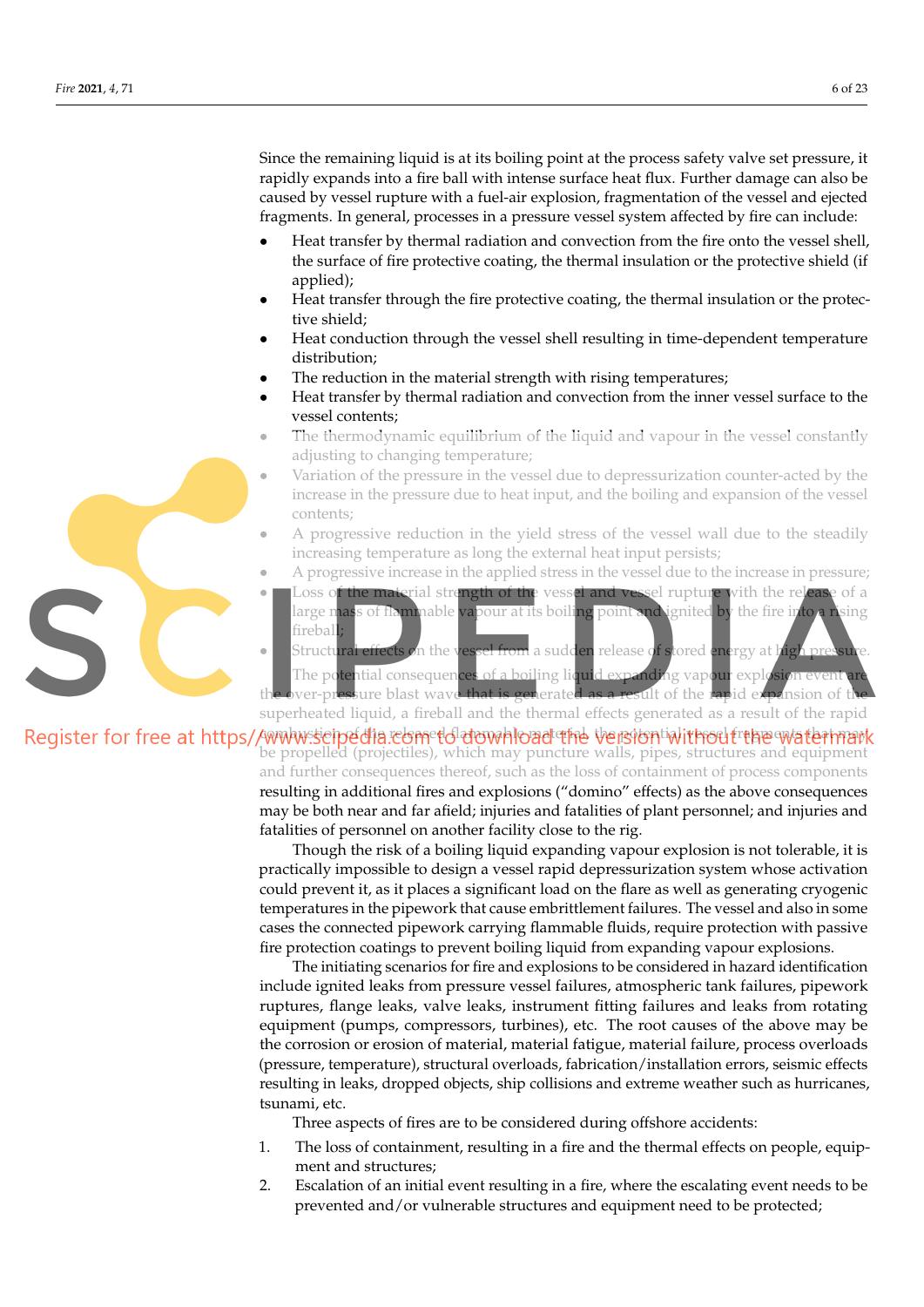Since the remaining liquid is at its boiling point at the process safety valve set pressure, it rapidly expands into a fire ball with intense surface heat flux. Further damage can also be caused by vessel rupture with a fuel-air explosion, fragmentation of the vessel and ejected fragments. In general, processes in a pressure vessel system affected by fire can include:

- Heat transfer by thermal radiation and convection from the fire onto the vessel shell, the surface of fire protective coating, the thermal insulation or the protective shield (if applied);
- Heat transfer through the fire protective coating, the thermal insulation or the protective shield;
- Heat conduction through the vessel shell resulting in time-dependent temperature distribution;
- The reduction in the material strength with rising temperatures;
- Heat transfer by thermal radiation and convection from the inner vessel surface to the vessel contents;
- The thermodynamic equilibrium of the liquid and vapour in the vessel constantly adjusting to changing temperature;
- Variation of the pressure in the vessel due to depressurization counter-acted by the increase in the pressure due to heat input, and the boiling and expansion of the vessel contents;
- A progressive reduction in the yield stress of the vessel wall due to the steadily increasing temperature as long the external heat input persists;
- A progressive increase in the applied stress in the vessel due to the increase in pressure;
- Loss of the material strength of the vessel and vessel rupture with the release of a large mass of flammable vapour at its boiling point and ignited by the fire into a rising fireball;
- Structural effects on the vessel from a sudden release of stored energy at high pressure.

The potential consequences of a boiling liquid expanding vapour explosion event are the over-pressure blast wave that is generated as a result of the rapid expansion of the superheated liquid, a fireball and the thermal effects generated as a result of the rapid combustion of the released flammable material, the potential vessel fragments that may be propelled (projectiles), which may puncture walls, pipes, structures and equipment and further consequences thereof, such as the loss of containment of process components resulting in additional fires and explosions ("domino" effects) as the above consequences may be both near and far afield; injuries and fatalities of plant personnel; and injuries and fatalities of personnel on another facility close to the rig.

Though the risk of a boiling liquid expanding vapour explosion is not tolerable, it is practically impossible to design a vessel rapid depressurization system whose activation could prevent it, as it places a significant load on the flare as well as generating cryogenic temperatures in the pipework that cause embrittlement failures. The vessel and also in some cases the connected pipework carrying flammable fluids, require protection with passive fire protection coatings to prevent boiling liquid from expanding vapour explosions.

The initiating scenarios for fire and explosions to be considered in hazard identification include ignited leaks from pressure vessel failures, atmospheric tank failures, pipework ruptures, flange leaks, valve leaks, instrument fitting failures and leaks from rotating equipment (pumps, compressors, turbines), etc. The root causes of the above may be the corrosion or erosion of material, material fatigue, material failure, process overloads (pressure, temperature), structural overloads, fabrication/installation errors, seismic effects resulting in leaks, dropped objects, ship collisions and extreme weather such as hurricanes, tsunami, etc.

Three aspects of fires are to be considered during offshore accidents:

1. The loss of containment, resulting in a fire and the thermal effects on people, equipment and structures;
2. Escalation of an initial event resulting in a fire, where the escalating event needs to be prevented and/or vulnerable structures and equipment need to be protected;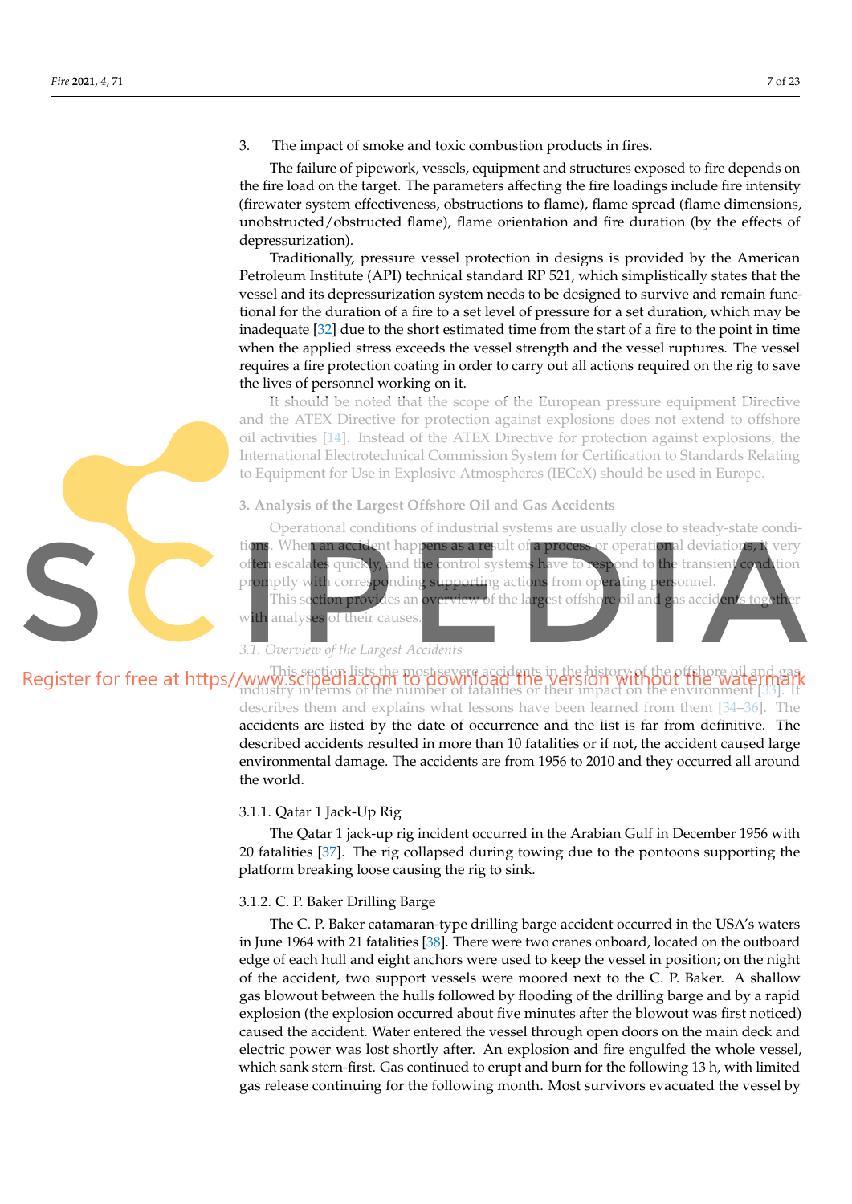3. The impact of smoke and toxic combustion products in fires.

The failure of pipework, vessels, equipment and structures exposed to fire depends on the fire load on the target. The parameters affecting the fire loadings include fire intensity (firewater system effectiveness, obstructions to flame), flame spread (flame dimensions, unobstructed/obstructed flame), flame orientation and fire duration (by the effects of depressurization).

Traditionally, pressure vessel protection in designs is provided by the American Petroleum Institute (API) technical standard RP 521, which simplistically states that the vessel and its depressurization system needs to be designed to survive and remain functional for the duration of a fire to a set level of pressure for a set duration, which may be inadequate [32] due to the short estimated time from the start of a fire to the point in time when the applied stress exceeds the vessel strength and the vessel ruptures. The vessel requires a fire protection coating in order to carry out all actions required on the rig to save the lives of personnel working on it.

It should be noted that the scope of the European pressure equipment Directive and the ATEX Directive for protection against explosions does not extend to offshore oil activities [14]. Instead of the ATEX Directive for protection against explosions, the International Electrotechnical Commission System for Certification to Standards Relating to Equipment for Use in Explosive Atmospheres (IECeX) should be used in Europe.

## 3. Analysis of the Largest Offshore Oil and Gas Accidents

Operational conditions of industrial systems are usually close to steady-state conditions. When an accident happens as a result of a process or operational deviations, it very often escalates quickly, and the control systems have to respond to the transient condition promptly with corresponding supporting actions from operating personnel.

This section provides an overview of the largest offshore oil and gas accidents together with analyses of their causes.

### *3.1. Overview of the Largest Accidents*

This section lists the most severe accidents in the history of the offshore oil and gas industry in terms of the number of fatalities or their impact on the environment [33]. It describes them and explains what lessons have been learned from them [34–36]. The accidents are listed by the date of occurrence and the list is far from definitive. The described accidents resulted in more than 10 fatalities or if not, the accident caused large environmental damage. The accidents are from 1956 to 2010 and they occurred all around the world.

#### 3.1.1. Qatar 1 Jack-Up Rig

The Qatar 1 jack-up rig incident occurred in the Arabian Gulf in December 1956 with 20 fatalities [37]. The rig collapsed during towing due to the pontoons supporting the platform breaking loose causing the rig to sink.

#### 3.1.2. C. P. Baker Drilling Barge

The C. P. Baker catamaran-type drilling barge accident occurred in the USA's waters in June 1964 with 21 fatalities [38]. There were two cranes onboard, located on the outboard edge of each hull and eight anchors were used to keep the vessel in position; on the night of the accident, two support vessels were moored next to the C. P. Baker. A shallow gas blowout between the hulls followed by flooding of the drilling barge and by a rapid explosion (the explosion occurred about five minutes after the blowout was first noticed) caused the accident. Water entered the vessel through open doors on the main deck and electric power was lost shortly after. An explosion and fire engulfed the whole vessel, which sank stern-first. Gas continued to erupt and burn for the following 13 h, with limited gas release continuing for the following month. Most survivors evacuated the vessel by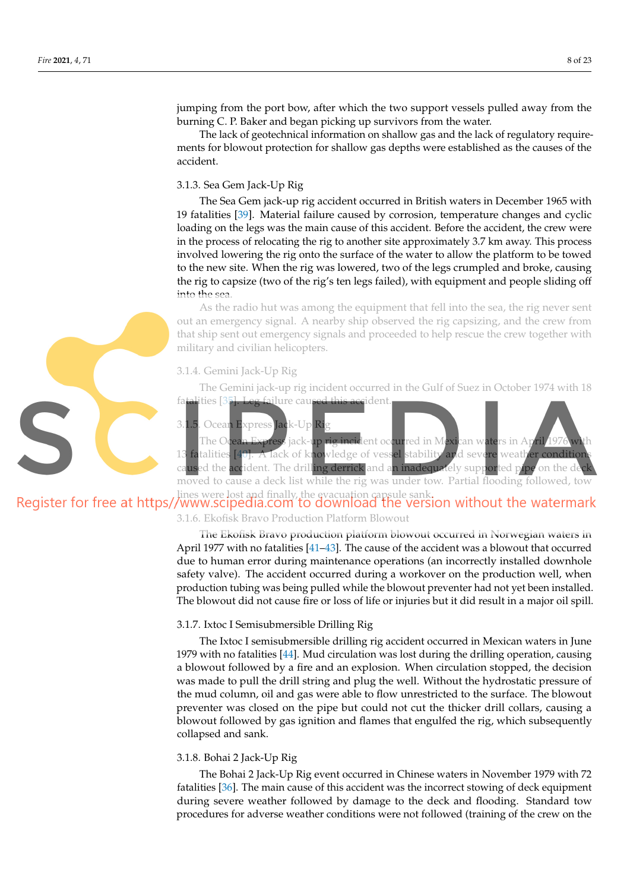jumping from the port bow, after which the two support vessels pulled away from the burning C. P. Baker and began picking up survivors from the water.

The lack of geotechnical information on shallow gas and the lack of regulatory requirements for blowout protection for shallow gas depths were established as the causes of the accident.

#### 3.1.3. Sea Gem Jack-Up Rig

The Sea Gem jack-up rig accident occurred in British waters in December 1965 with 19 fatalities [39]. Material failure caused by corrosion, temperature changes and cyclic loading on the legs was the main cause of this accident. Before the accident, the crew were in the process of relocating the rig to another site approximately 3.7 km away. This process involved lowering the rig onto the surface of the water to allow the platform to be towed to the new site. When the rig was lowered, two of the legs crumpled and broke, causing the rig to capsize (two of the rig's ten legs failed), with equipment and people sliding off into the sea.

As the radio hut was among the equipment that fell into the sea, the rig never sent out an emergency signal. A nearby ship observed the rig capsizing, and the crew from that ship sent out emergency signals and proceeded to help rescue the crew together with military and civilian helicopters.

#### 3.1.4. Gemini Jack-Up Rig

The Gemini jack-up rig incident occurred in the Gulf of Suez in October 1974 with 18 fatalities [35]. Leg failure caused this accident.

#### 3.1.5. Ocean Express Jack-Up Rig

The Ocean Express jack-up rig incident occurred in Mexican waters in April 1976 with 13 fatalities [40]. A lack of knowledge of vessel stability and severe weather conditions caused the accident. The drilling derrick and an inadequately supported pipe on the deck moved to cause a deck list while the rig was under tow. Partial flooding followed, tow lines were lost and finally, the evacuation capsule sank.

#### 3.1.6. Ekofisk Bravo Production Platform Blowout

The Ekofisk Bravo production platform blowout occurred in Norwegian waters in April 1977 with no fatalities [41–43]. The cause of the accident was a blowout that occurred due to human error during maintenance operations (an incorrectly installed downhole safety valve). The accident occurred during a workover on the production well, when production tubing was being pulled while the blowout preventer had not yet been installed. The blowout did not cause fire or loss of life or injuries but it did result in a major oil spill.

#### 3.1.7. Ixtoc I Semisubmersible Drilling Rig

The Ixtoc I semisubmersible drilling rig accident occurred in Mexican waters in June 1979 with no fatalities [44]. Mud circulation was lost during the drilling operation, causing a blowout followed by a fire and an explosion. When circulation stopped, the decision was made to pull the drill string and plug the well. Without the hydrostatic pressure of the mud column, oil and gas were able to flow unrestricted to the surface. The blowout preventer was closed on the pipe but could not cut the thicker drill collars, causing a blowout followed by gas ignition and flames that engulfed the rig, which subsequently collapsed and sank.

#### 3.1.8. Bohai 2 Jack-Up Rig

The Bohai 2 Jack-Up Rig event occurred in Chinese waters in November 1979 with 72 fatalities [36]. The main cause of this accident was the incorrect stowing of deck equipment during severe weather followed by damage to the deck and flooding. Standard tow procedures for adverse weather conditions were not followed (training of the crew on the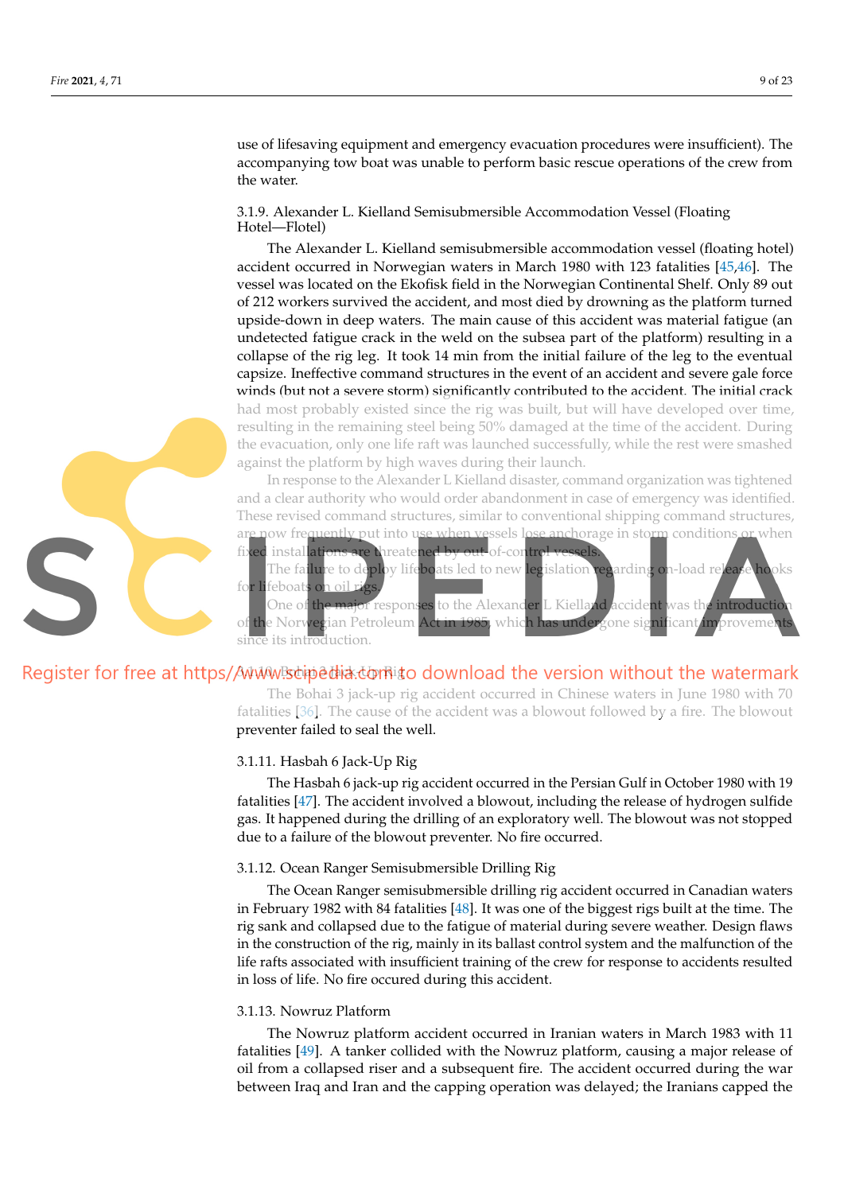use of lifesaving equipment and emergency evacuation procedures were insufficient). The accompanying tow boat was unable to perform basic rescue operations of the crew from the water.

#### 3.1.9. Alexander L. Kielland Semisubmersible Accommodation Vessel (Floating Hotel—Flotel)

The Alexander L. Kielland semisubmersible accommodation vessel (floating hotel) accident occurred in Norwegian waters in March 1980 with 123 fatalities [45,46]. The vessel was located on the Ekofisk field in the Norwegian Continental Shelf. Only 89 out of 212 workers survived the accident, and most died by drowning as the platform turned upside-down in deep waters. The main cause of this accident was material fatigue (an undetected fatigue crack in the weld on the subsea part of the platform) resulting in a collapse of the rig leg. It took 14 min from the initial failure of the leg to the eventual capsize. Ineffective command structures in the event of an accident and severe gale force winds (but not a severe storm) significantly contributed to the accident. The initial crack had most probably existed since the rig was built, but will have developed over time, resulting in the remaining steel being 50% damaged at the time of the accident. During the evacuation, only one life raft was launched successfully, while the rest were smashed against the platform by high waves during their launch.

In response to the Alexander L Kielland disaster, command organization was tightened and a clear authority who would order abandonment in case of emergency was identified. These revised command structures, similar to conventional shipping command structures, are now frequently put into use when vessels lose anchorage in storm conditions or when fixed installations are threatened by out-of-control vessels.

The failure to deploy lifeboats led to new legislation regarding on-load release hooks for lifeboats on oil rigs.

One of the major responses to the Alexander L Kielland accident was the introduction of the Norwegian Petroleum Act in 1985, which has undergone significant improvements since its introduction.

#### 3.1.10. Bohai 3 Jack-Up Rig

The Bohai 3 jack-up rig accident occurred in Chinese waters in June 1980 with 70 fatalities [36]. The cause of the accident was a blowout followed by a fire. The blowout preventer failed to seal the well.

#### 3.1.11. Hasbah 6 Jack-Up Rig

The Hasbah 6 jack-up rig accident occurred in the Persian Gulf in October 1980 with 19 fatalities [47]. The accident involved a blowout, including the release of hydrogen sulfide gas. It happened during the drilling of an exploratory well. The blowout was not stopped due to a failure of the blowout preventer. No fire occurred.

#### 3.1.12. Ocean Ranger Semisubmersible Drilling Rig

The Ocean Ranger semisubmersible drilling rig accident occurred in Canadian waters in February 1982 with 84 fatalities [48]. It was one of the biggest rigs built at the time. The rig sank and collapsed due to the fatigue of material during severe weather. Design flaws in the construction of the rig, mainly in its ballast control system and the malfunction of the life rafts associated with insufficient training of the crew for response to accidents resulted in loss of life. No fire occured during this accident.

#### 3.1.13. Nowruz Platform

The Nowruz platform accident occurred in Iranian waters in March 1983 with 11 fatalities [49]. A tanker collided with the Nowruz platform, causing a major release of oil from a collapsed riser and a subsequent fire. The accident occurred during the war between Iraq and Iran and the capping operation was delayed; the Iranians capped the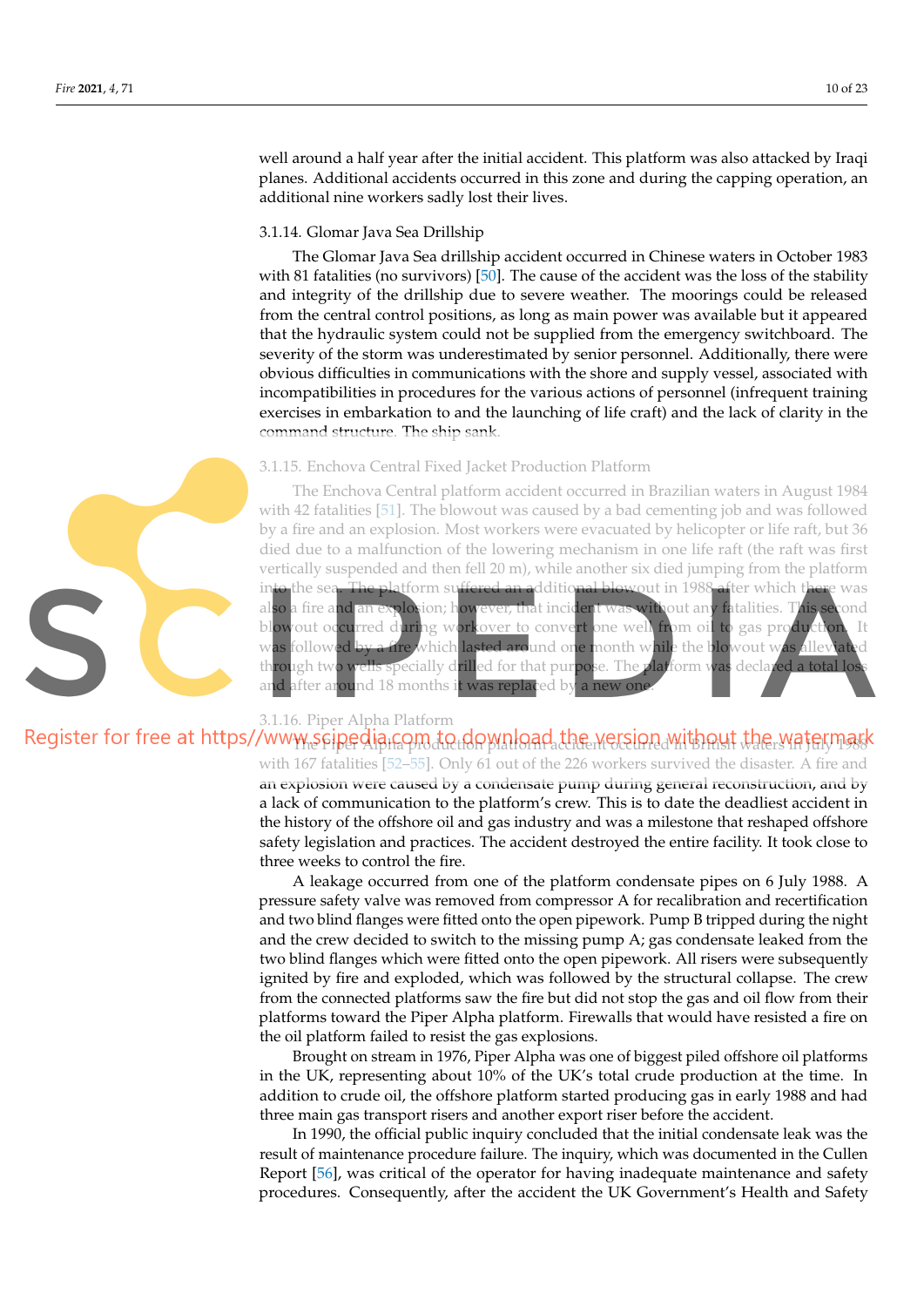well around a half year after the initial accident. This platform was also attacked by Iraqi planes. Additional accidents occurred in this zone and during the capping operation, an additional nine workers sadly lost their lives.

#### 3.1.14. Glomar Java Sea Drillship

The Glomar Java Sea drillship accident occurred in Chinese waters in October 1983 with 81 fatalities (no survivors) [50]. The cause of the accident was the loss of the stability and integrity of the drillship due to severe weather. The moorings could be released from the central control positions, as long as main power was available but it appeared that the hydraulic system could not be supplied from the emergency switchboard. The severity of the storm was underestimated by senior personnel. Additionally, there were obvious difficulties in communications with the shore and supply vessel, associated with incompatibilities in procedures for the various actions of personnel (infrequent training exercises in embarkation to and the launching of life craft) and the lack of clarity in the command structure. The ship sank.

#### 3.1.15. Enchova Central Fixed Jacket Production Platform

The Enchova Central platform accident occurred in Brazilian waters in August 1984 with 42 fatalities [51]. The blowout was caused by a bad cementing job and was followed by a fire and an explosion. Most workers were evacuated by helicopter or life raft, but 36 died due to a malfunction of the lowering mechanism in one life raft (the raft was first vertically suspended and then fell 20 m), while another six died jumping from the platform into the sea. The platform suffered an additional blowout in 1988 after which there was also a fire and an explosion; however, that incident was without any fatalities. This second blowout occurred during workover to convert one well from oil to gas production. It was followed by a fire which lasted around one month while the blowout was alleviated through two wells specially drilled for that purpose. The platform was declared a total loss and after around 18 months it was replaced by a new one.

#### 3.1.16. Piper Alpha Platform

The Piper Alpha production platform accident occurred in British waters in July 1988 with 167 fatalities [52–55]. Only 61 out of the 226 workers survived the disaster. A fire and an explosion were caused by a condensate pump during general reconstruction, and by a lack of communication to the platform's crew. This is to date the deadliest accident in the history of the offshore oil and gas industry and was a milestone that reshaped offshore safety legislation and practices. The accident destroyed the entire facility. It took close to three weeks to control the fire.

A leakage occurred from one of the platform condensate pipes on 6 July 1988. A pressure safety valve was removed from compressor A for recalibration and recertification and two blind flanges were fitted onto the open pipework. Pump B tripped during the night and the crew decided to switch to the missing pump A; gas condensate leaked from the two blind flanges which were fitted onto the open pipework. All risers were subsequently ignited by fire and exploded, which was followed by the structural collapse. The crew from the connected platforms saw the fire but did not stop the gas and oil flow from their platforms toward the Piper Alpha platform. Firewalls that would have resisted a fire on the oil platform failed to resist the gas explosions.

Brought on stream in 1976, Piper Alpha was one of biggest piled offshore oil platforms in the UK, representing about 10% of the UK's total crude production at the time. In addition to crude oil, the offshore platform started producing gas in early 1988 and had three main gas transport risers and another export riser before the accident.

In 1990, the official public inquiry concluded that the initial condensate leak was the result of maintenance procedure failure. The inquiry, which was documented in the Cullen Report [56], was critical of the operator for having inadequate maintenance and safety procedures. Consequently, after the accident the UK Government's Health and Safety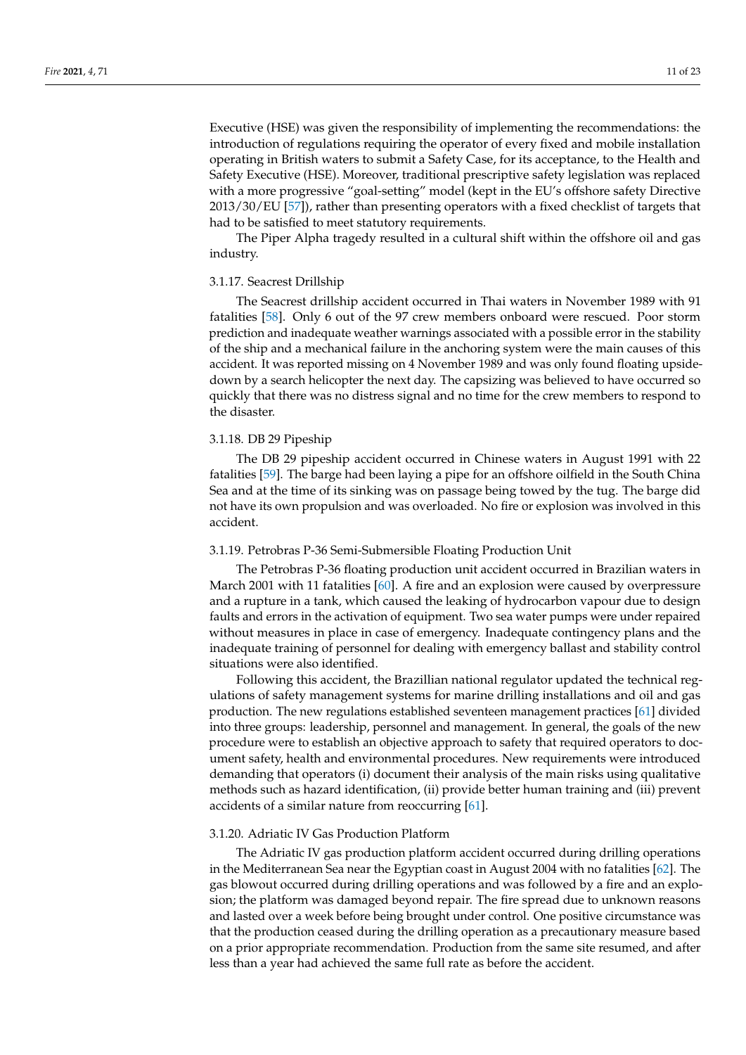Executive (HSE) was given the responsibility of implementing the recommendations: the introduction of regulations requiring the operator of every fixed and mobile installation operating in British waters to submit a Safety Case, for its acceptance, to the Health and Safety Executive (HSE). Moreover, traditional prescriptive safety legislation was replaced with a more progressive "goal-setting" model (kept in the EU's offshore safety Directive 2013/30/EU [57]), rather than presenting operators with a fixed checklist of targets that had to be satisfied to meet statutory requirements.

The Piper Alpha tragedy resulted in a cultural shift within the offshore oil and gas industry.

#### 3.1.17. Seacrest Drillship

The Seacrest drillship accident occurred in Thai waters in November 1989 with 91 fatalities [58]. Only 6 out of the 97 crew members onboard were rescued. Poor storm prediction and inadequate weather warnings associated with a possible error in the stability of the ship and a mechanical failure in the anchoring system were the main causes of this accident. It was reported missing on 4 November 1989 and was only found floating upside-down by a search helicopter the next day. The capsizing was believed to have occurred so quickly that there was no distress signal and no time for the crew members to respond to the disaster.

#### 3.1.18. DB 29 Pipeship

The DB 29 pipeship accident occurred in Chinese waters in August 1991 with 22 fatalities [59]. The barge had been laying a pipe for an offshore oilfield in the South China Sea and at the time of its sinking was on passage being towed by the tug. The barge did not have its own propulsion and was overloaded. No fire or explosion was involved in this accident.

#### 3.1.19. Petrobras P-36 Semi-Submersible Floating Production Unit

The Petrobras P-36 floating production unit accident occurred in Brazilian waters in March 2001 with 11 fatalities [60]. A fire and an explosion were caused by overpressure and a rupture in a tank, which caused the leaking of hydrocarbon vapour due to design faults and errors in the activation of equipment. Two sea water pumps were under repaired without measures in place in case of emergency. Inadequate contingency plans and the inadequate training of personnel for dealing with emergency ballast and stability control situations were also identified.

Following this accident, the Brazillian national regulator updated the technical regulations of safety management systems for marine drilling installations and oil and gas production. The new regulations established seventeen management practices [61] divided into three groups: leadership, personnel and management. In general, the goals of the new procedure were to establish an objective approach to safety that required operators to document safety, health and environmental procedures. New requirements were introduced demanding that operators (i) document their analysis of the main risks using qualitative methods such as hazard identification, (ii) provide better human training and (iii) prevent accidents of a similar nature from reoccurring [61].

#### 3.1.20. Adriatic IV Gas Production Platform

The Adriatic IV gas production platform accident occurred during drilling operations in the Mediterranean Sea near the Egyptian coast in August 2004 with no fatalities [62]. The gas blowout occurred during drilling operations and was followed by a fire and an explosion; the platform was damaged beyond repair. The fire spread due to unknown reasons and lasted over a week before being brought under control. One positive circumstance was that the production ceased during the drilling operation as a precautionary measure based on a prior appropriate recommendation. Production from the same site resumed, and after less than a year had achieved the same full rate as before the accident.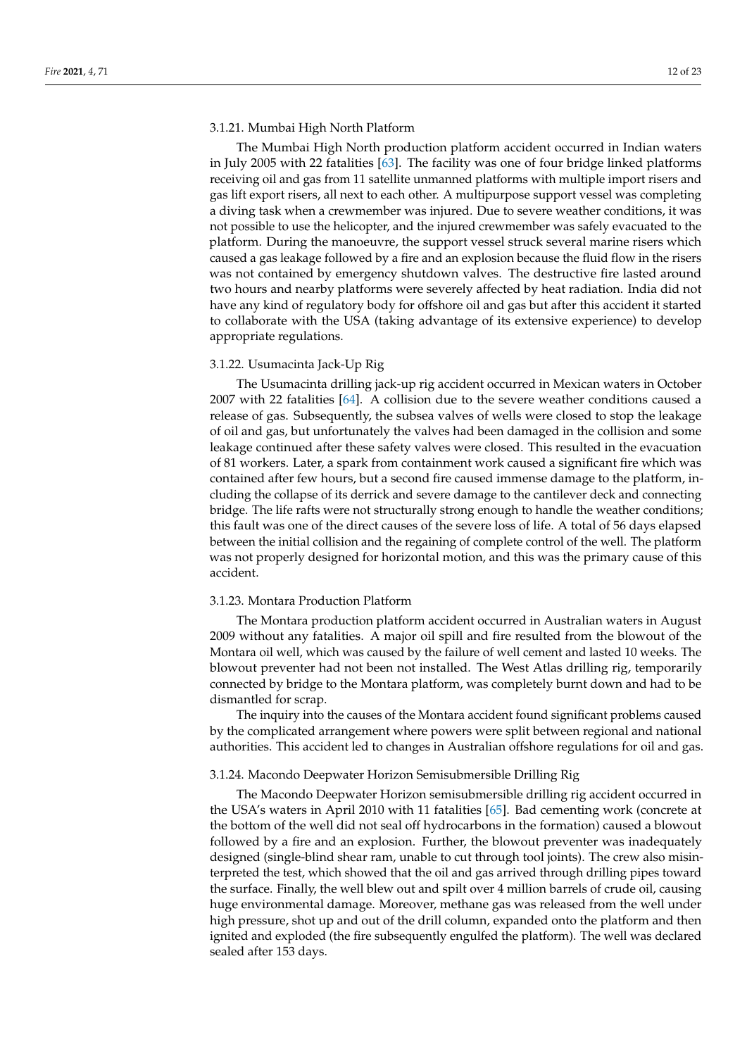#### 3.1.21. Mumbai High North Platform

The Mumbai High North production platform accident occurred in Indian waters in July 2005 with 22 fatalities [63]. The facility was one of four bridge linked platforms receiving oil and gas from 11 satellite unmanned platforms with multiple import risers and gas lift export risers, all next to each other. A multipurpose support vessel was completing a diving task when a crewmember was injured. Due to severe weather conditions, it was not possible to use the helicopter, and the injured crewmember was safely evacuated to the platform. During the manoeuvre, the support vessel struck several marine risers which caused a gas leakage followed by a fire and an explosion because the fluid flow in the risers was not contained by emergency shutdown valves. The destructive fire lasted around two hours and nearby platforms were severely affected by heat radiation. India did not have any kind of regulatory body for offshore oil and gas but after this accident it started to collaborate with the USA (taking advantage of its extensive experience) to develop appropriate regulations.

#### 3.1.22. Usumacinta Jack-Up Rig

The Usumacinta drilling jack-up rig accident occurred in Mexican waters in October 2007 with 22 fatalities [64]. A collision due to the severe weather conditions caused a release of gas. Subsequently, the subsea valves of wells were closed to stop the leakage of oil and gas, but unfortunately the valves had been damaged in the collision and some leakage continued after these safety valves were closed. This resulted in the evacuation of 81 workers. Later, a spark from containment work caused a significant fire which was contained after few hours, but a second fire caused immense damage to the platform, including the collapse of its derrick and severe damage to the cantilever deck and connecting bridge. The life rafts were not structurally strong enough to handle the weather conditions; this fault was one of the direct causes of the severe loss of life. A total of 56 days elapsed between the initial collision and the regaining of complete control of the well. The platform was not properly designed for horizontal motion, and this was the primary cause of this accident.

#### 3.1.23. Montara Production Platform

The Montara production platform accident occurred in Australian waters in August 2009 without any fatalities. A major oil spill and fire resulted from the blowout of the Montara oil well, which was caused by the failure of well cement and lasted 10 weeks. The blowout preventer had not been not installed. The West Atlas drilling rig, temporarily connected by bridge to the Montara platform, was completely burnt down and had to be dismantled for scrap.

The inquiry into the causes of the Montara accident found significant problems caused by the complicated arrangement where powers were split between regional and national authorities. This accident led to changes in Australian offshore regulations for oil and gas.

#### 3.1.24. Macondo Deepwater Horizon Semisubmersible Drilling Rig

The Macondo Deepwater Horizon semisubmersible drilling rig accident occurred in the USA's waters in April 2010 with 11 fatalities [65]. Bad cementing work (concrete at the bottom of the well did not seal off hydrocarbons in the formation) caused a blowout followed by a fire and an explosion. Further, the blowout preventer was inadequately designed (single-blind shear ram, unable to cut through tool joints). The crew also misinterpreted the test, which showed that the oil and gas arrived through drilling pipes toward the surface. Finally, the well blew out and spilt over 4 million barrels of crude oil, causing huge environmental damage. Moreover, methane gas was released from the well under high pressure, shot up and out of the drill column, expanded onto the platform and then ignited and exploded (the fire subsequently engulfed the platform). The well was declared sealed after 153 days.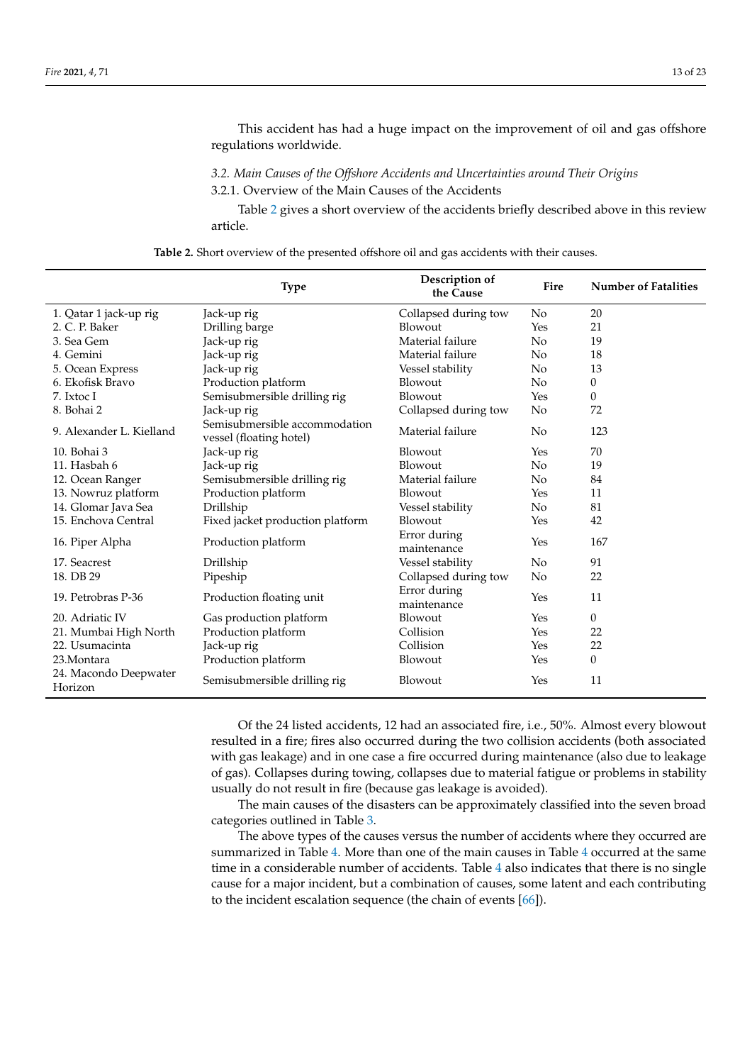This accident has had a huge impact on the improvement of oil and gas offshore regulations worldwide.

### *3.2. Main Causes of the Offshore Accidents and Uncertainties around Their Origins*

#### 3.2.1. Overview of the Main Causes of the Accidents

Table 2 gives a short overview of the accidents briefly described above in this review article.

**Table 2.** Short overview of the presented offshore oil and gas accidents with their causes.

| | Type | Description of the Cause | Fire | Number of Fatalities |
|---|---|---|---|---|
| 1. Qatar 1 jack-up rig | Jack-up rig | Collapsed during tow | No | 20 |
| 2. C. P. Baker | Drilling barge | Blowout | Yes | 21 |
| 3. Sea Gem | Jack-up rig | Material failure | No | 19 |
| 4. Gemini | Jack-up rig | Material failure | No | 18 |
| 5. Ocean Express | Jack-up rig | Vessel stability | No | 13 |
| 6. Ekofisk Bravo | Production platform | Blowout | No | 0 |
| 7. Ixtoc I | Semisubmersible drilling rig | Blowout | Yes | 0 |
| 8. Bohai 2 | Jack-up rig | Collapsed during tow | No | 72 |
| 9. Alexander L. Kielland | Semisubmersible accommodation vessel (floating hotel) | Material failure | No | 123 |
| 10. Bohai 3 | Jack-up rig | Blowout | Yes | 70 |
| 11. Hasbah 6 | Jack-up rig | Blowout | No | 19 |
| 12. Ocean Ranger | Semisubmersible drilling rig | Material failure | No | 84 |
| 13. Nowruz platform | Production platform | Blowout | Yes | 11 |
| 14. Glomar Java Sea | Drillship | Vessel stability | No | 81 |
| 15. Enchova Central | Fixed jacket production platform | Blowout | Yes | 42 |
| 16. Piper Alpha | Production platform | Error during maintenance | Yes | 167 |
| 17. Seacrest | Drillship | Vessel stability | No | 91 |
| 18. DB 29 | Pipeship | Collapsed during tow | No | 22 |
| 19. Petrobras P-36 | Production floating unit | Error during maintenance | Yes | 11 |
| 20. Adriatic IV | Gas production platform | Blowout | Yes | 0 |
| 21. Mumbai High North | Production platform | Collision | Yes | 22 |
| 22. Usumacinta | Jack-up rig | Collision | Yes | 22 |
| 23.Montara | Production platform | Blowout | Yes | 0 |
| 24. Macondo Deepwater Horizon | Semisubmersible drilling rig | Blowout | Yes | 11 |

Of the 24 listed accidents, 12 had an associated fire, i.e., 50%. Almost every blowout resulted in a fire; fires also occurred during the two collision accidents (both associated with gas leakage) and in one case a fire occurred during maintenance (also due to leakage of gas). Collapses during towing, collapses due to material fatigue or problems in stability usually do not result in fire (because gas leakage is avoided).

The main causes of the disasters can be approximately classified into the seven broad categories outlined in Table 3.

The above types of the causes versus the number of accidents where they occurred are summarized in Table 4. More than one of the main causes in Table 4 occurred at the same time in a considerable number of accidents. Table 4 also indicates that there is no single cause for a major incident, but a combination of causes, some latent and each contributing to the incident escalation sequence (the chain of events [66]).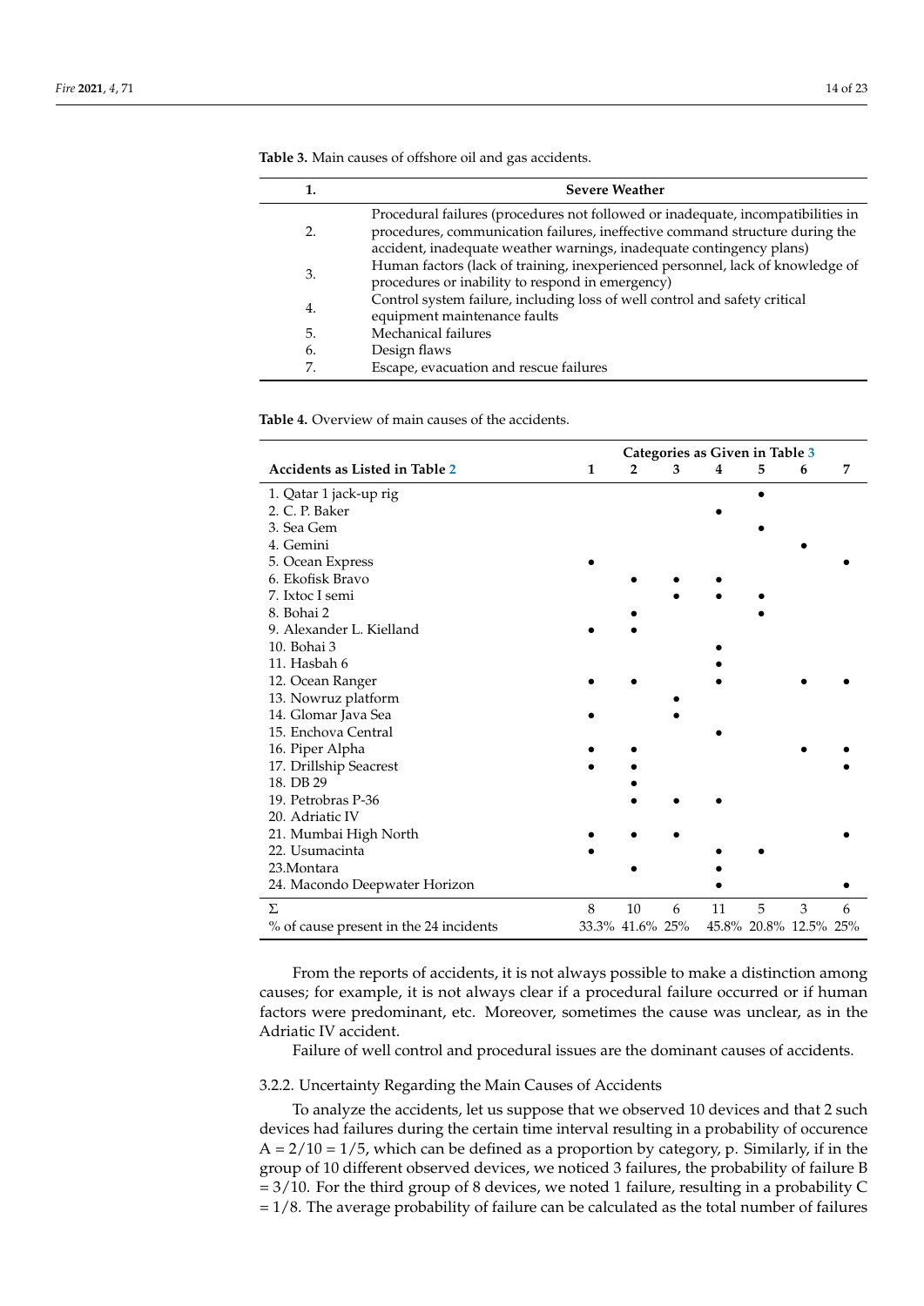**Table 3.** Main causes of offshore oil and gas accidents.

| 1. | Severe Weather |
|---|---|
| 2. | Procedural failures (procedures not followed or inadequate, incompatibilities in procedures, communication failures, ineffective command structure during the accident, inadequate weather warnings, inadequate contingency plans) |
| 3. | Human factors (lack of training, inexperienced personnel, lack of knowledge of procedures or inability to respond in emergency) |
| 4. | Control system failure, including loss of well control and safety critical equipment maintenance faults |
| 5. | Mechanical failures |
| 6. | Design flaws |
| 7. | Escape, evacuation and rescue failures |

**Table 4.** Overview of main causes of the accidents.

| | Categories as Given in Table 3 | | | | | | |
|---|---|---|---|---|---|---|---|
| **Accidents as Listed in Table 2** | **1** | **2** | **3** | **4** | **5** | **6** | **7** |
| 1. Qatar 1 jack-up rig | | | | | • | | |
| 2. C. P. Baker | | | | • | | | |
| 3. Sea Gem | | | | | • | | |
| 4. Gemini | | | | | | • | |
| 5. Ocean Express | • | | | | | | • |
| 6. Ekofisk Bravo | | • | • | • | | | |
| 7. Ixtoc I semi | | | • | • | • | | |
| 8. Bohai 2 | | • | | | • | | |
| 9. Alexander L. Kielland | • | • | | | | | |
| 10. Bohai 3 | | | | • | | | |
| 11. Hasbah 6 | | | | • | | | |
| 12. Ocean Ranger | • | • | | • | | • | • |
| 13. Nowruz platform | | | • | | | | |
| 14. Glomar Java Sea | • | | • | | | | |
| 15. Enchova Central | | | | • | | | |
| 16. Piper Alpha | • | • | | | | • | • |
| 17. Drillship Seacrest | • | • | | | | | • |
| 18. DB 29 | | • | | | | | |
| 19. Petrobras P-36 | | • | • | • | | | |
| 20. Adriatic IV | | | | | | | |
| 21. Mumbai High North | • | • | • | | | | • |
| 22. Usumacinta | • | | | • | • | | |
| 23.Montara | | • | | • | | | |
| 24. Macondo Deepwater Horizon | | | | • | | | • |
| Σ | 8 | 10 | 6 | 11 | 5 | 3 | 6 |
| % of cause present in the 24 incidents | 33.3% | 41.6% | 25% | 45.8% | 20.8% | 12.5% | 25% |

From the reports of accidents, it is not always possible to make a distinction among causes; for example, it is not always clear if a procedural failure occurred or if human factors were predominant, etc. Moreover, sometimes the cause was unclear, as in the Adriatic IV accident.

Failure of well control and procedural issues are the dominant causes of accidents.

### 3.2.2. Uncertainty Regarding the Main Causes of Accidents

To analyze the accidents, let us suppose that we observed 10 devices and that 2 such devices had failures during the certain time interval resulting in a probability of occurence $A = 2/10 = 1/5$, which can be defined as a proportion by category, p. Similarly, if in the group of 10 different observed devices, we noticed 3 failures, the probability of failure B $= 3/10$. For the third group of 8 devices, we noted 1 failure, resulting in a probability C $= 1/8$. The average probability of failure can be calculated as the total number of failures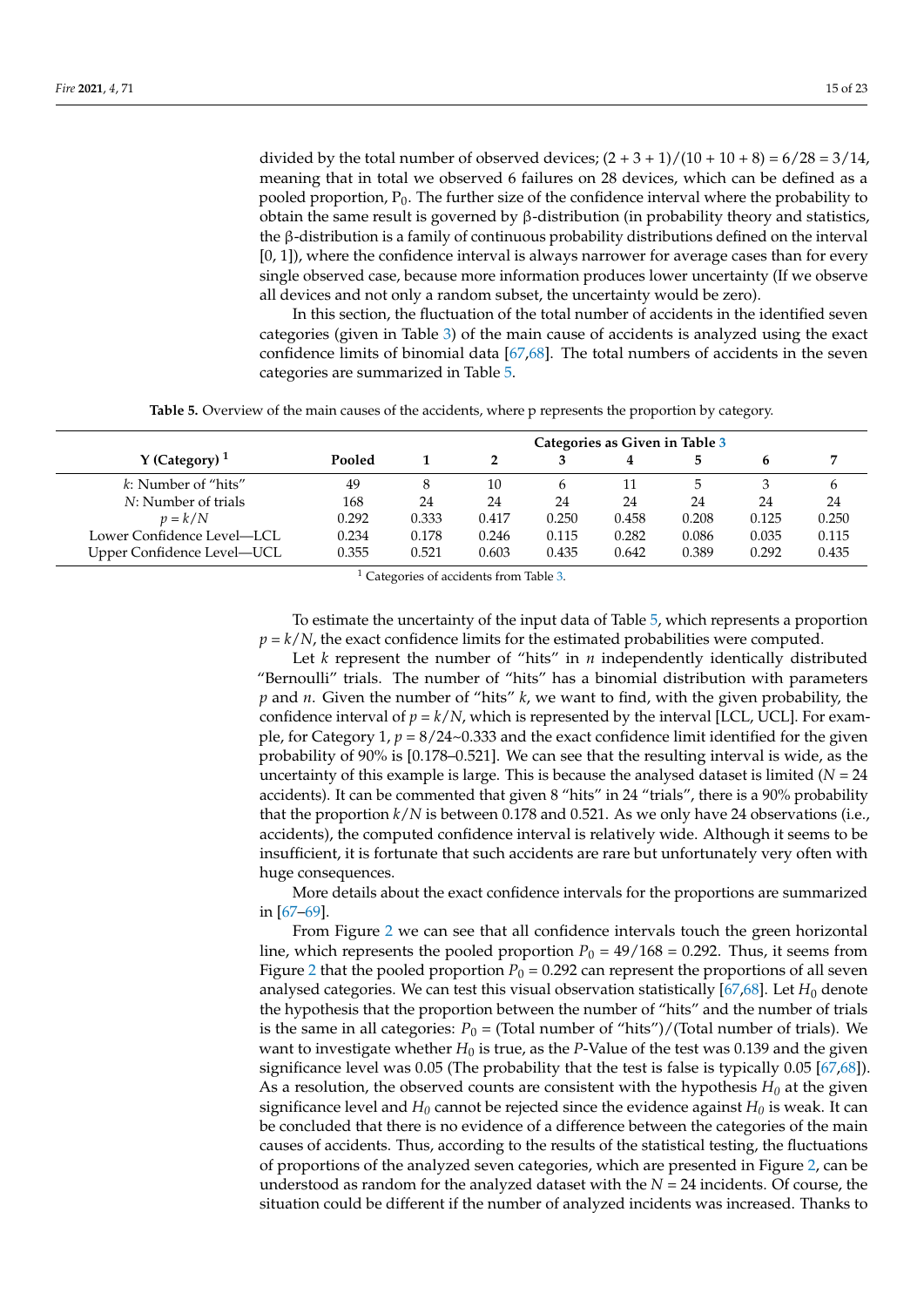divided by the total number of observed devices; $(2 + 3 + 1)/(10 + 10 + 8) = 6/28 = 3/14$, meaning that in total we observed 6 failures on 28 devices, which can be defined as a pooled proportion, $P_0$. The further size of the confidence interval where the probability to obtain the same result is governed by β-distribution (in probability theory and statistics, the β-distribution is a family of continuous probability distributions defined on the interval [0, 1]), where the confidence interval is always narrower for average cases than for every single observed case, because more information produces lower uncertainty (If we observe all devices and not only a random subset, the uncertainty would be zero).

In this section, the fluctuation of the total number of accidents in the identified seven categories (given in Table 3) of the main cause of accidents is analyzed using the exact confidence limits of binomial data [67,68]. The total numbers of accidents in the seven categories are summarized in Table 5.

**Table 5.** Overview of the main causes of the accidents, where p represents the proportion by category.

| Y (Category) [1] | Pooled | Categories as Given in Table 3 | | | | | | |
|---|---|---|---|---|---|---|---|---|
| | | 1 | 2 | 3 | 4 | 5 | 6 | 7 |
| *k*: Number of "hits" | 49 | 8 | 10 | 6 | 11 | 5 | 3 | 6 |
| *N*: Number of trials | 168 | 24 | 24 | 24 | 24 | 24 | 24 | 24 |
| $p = k/N$ | 0.292 | 0.333 | 0.417 | 0.250 | 0.458 | 0.208 | 0.125 | 0.250 |
| Lower Confidence Level—LCL | 0.234 | 0.178 | 0.246 | 0.115 | 0.282 | 0.086 | 0.035 | 0.115 |
| Upper Confidence Level—UCL | 0.355 | 0.521 | 0.603 | 0.435 | 0.642 | 0.389 | 0.292 | 0.435 |

[1] Categories of accidents from Table 3.

To estimate the uncertainty of the input data of Table 5, which represents a proportion $p = k/N$, the exact confidence limits for the estimated probabilities were computed.

Let $k$ represent the number of "hits" in $n$ independently identically distributed "Bernoulli" trials. The number of "hits" has a binomial distribution with parameters $p$ and $n$. Given the number of "hits" $k$, we want to find, with the given probability, the confidence interval of $p = k/N$, which is represented by the interval [LCL, UCL]. For example, for Category 1, $p = 8/24 \sim 0.333$ and the exact confidence limit identified for the given probability of 90% is [0.178–0.521]. We can see that the resulting interval is wide, as the uncertainty of this example is large. This is because the analysed dataset is limited ($N = 24$ accidents). It can be commented that given 8 "hits" in 24 "trials", there is a 90% probability that the proportion $k/N$ is between 0.178 and 0.521. As we only have 24 observations (i.e., accidents), the computed confidence interval is relatively wide. Although it seems to be insufficient, it is fortunate that such accidents are rare but unfortunately very often with huge consequences.

More details about the exact confidence intervals for the proportions are summarized in [67–69].

From Figure 2 we can see that all confidence intervals touch the green horizontal line, which represents the pooled proportion $P_0 = 49/168 = 0.292$. Thus, it seems from Figure 2 that the pooled proportion $P_0 = 0.292$ can represent the proportions of all seven analysed categories. We can test this visual observation statistically [67,68]. Let $H_0$ denote the hypothesis that the proportion between the number of "hits" and the number of trials is the same in all categories: $P_0$ = (Total number of "hits")/(Total number of trials). We want to investigate whether $H_0$ is true, as the *P*-Value of the test was 0.139 and the given significance level was 0.05 (The probability that the test is false is typically 0.05 [67,68]). As a resolution, the observed counts are consistent with the hypothesis $H_0$ at the given significance level and $H_0$ cannot be rejected since the evidence against $H_0$ is weak. It can be concluded that there is no evidence of a difference between the categories of the main causes of accidents. Thus, according to the results of the statistical testing, the fluctuations of proportions of the analyzed seven categories, which are presented in Figure 2, can be understood as random for the analyzed dataset with the $N = 24$ incidents. Of course, the situation could be different if the number of analyzed incidents was increased. Thanks to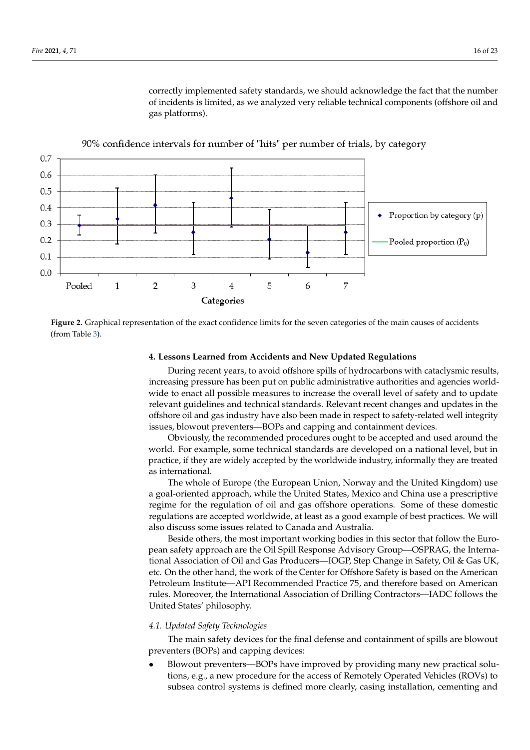correctly implemented safety standards, we should acknowledge the fact that the number of incidents is limited, as we analyzed very reliable technical components (offshore oil and gas platforms).

**Figure 2.** Graphical representation of the exact confidence limits for the seven categories of the main causes of accidents (from Table 3).

## 4. Lessons Learned from Accidents and New Updated Regulations

During recent years, to avoid offshore spills of hydrocarbons with cataclysmic results, increasing pressure has been put on public administrative authorities and agencies worldwide to enact all possible measures to increase the overall level of safety and to update relevant guidelines and technical standards. Relevant recent changes and updates in the offshore oil and gas industry have also been made in respect to safety-related well integrity issues, blowout preventers—BOPs and capping and containment devices.

Obviously, the recommended procedures ought to be accepted and used around the world. For example, some technical standards are developed on a national level, but in practice, if they are widely accepted by the worldwide industry, informally they are treated as international.

The whole of Europe (the European Union, Norway and the United Kingdom) use a goal-oriented approach, while the United States, Mexico and China use a prescriptive regime for the regulation of oil and gas offshore operations. Some of these domestic regulations are accepted worldwide, at least as a good example of best practices. We will also discuss some issues related to Canada and Australia.

Beside others, the most important working bodies in this sector that follow the European safety approach are the Oil Spill Response Advisory Group—OSPRAG, the International Association of Oil and Gas Producers—IOGP, Step Change in Safety, Oil & Gas UK, etc. On the other hand, the work of the Center for Offshore Safety is based on the American Petroleum Institute—API Recommended Practice 75, and therefore based on American rules. Moreover, the International Association of Drilling Contractors—IADC follows the United States' philosophy.

### 4.1. Updated Safety Technologies

The main safety devices for the final defense and containment of spills are blowout preventers (BOPs) and capping devices:

- Blowout preventers—BOPs have improved by providing many new practical solutions, e.g., a new procedure for the access of Remotely Operated Vehicles (ROVs) to subsea control systems is defined more clearly, casing installation, cementing and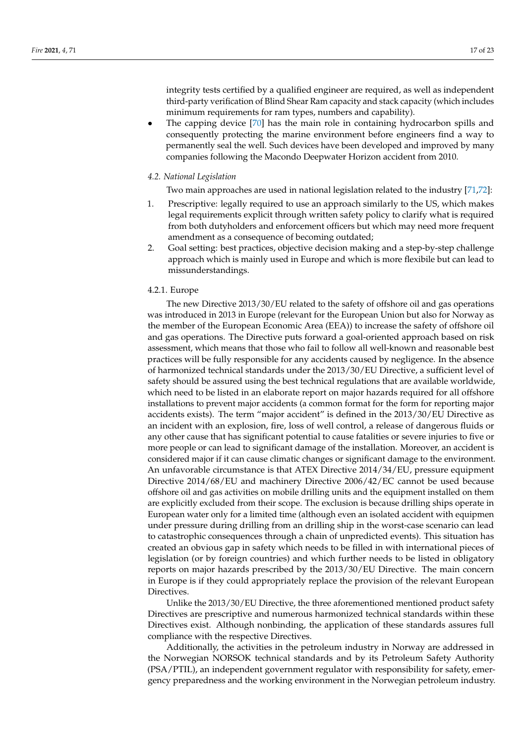integrity tests certified by a qualified engineer are required, as well as independent third-party verification of Blind Shear Ram capacity and stack capacity (which includes minimum requirements for ram types, numbers and capability).

- The capping device [70] has the main role in containing hydrocarbon spills and consequently protecting the marine environment before engineers find a way to permanently seal the well. Such devices have been developed and improved by many companies following the Macondo Deepwater Horizon accident from 2010.

### *4.2. National Legislation*

Two main approaches are used in national legislation related to the industry [71,72]:

1. Prescriptive: legally required to use an approach similarly to the US, which makes legal requirements explicit through written safety policy to clarify what is required from both dutyholders and enforcement officers but which may need more frequent amendment as a consequence of becoming outdated;
2. Goal setting: best practices, objective decision making and a step-by-step challenge approach which is mainly used in Europe and which is more flexibile but can lead to missunderstandings.

#### 4.2.1. Europe

The new Directive 2013/30/EU related to the safety of offshore oil and gas operations was introduced in 2013 in Europe (relevant for the European Union but also for Norway as the member of the European Economic Area (EEA)) to increase the safety of offshore oil and gas operations. The Directive puts forward a goal-oriented approach based on risk assessment, which means that those who fail to follow all well-known and reasonable best practices will be fully responsible for any accidents caused by negligence. In the absence of harmonized technical standards under the 2013/30/EU Directive, a sufficient level of safety should be assured using the best technical regulations that are available worldwide, which need to be listed in an elaborate report on major hazards required for all offshore installations to prevent major accidents (a common format for the form for reporting major accidents exists). The term "major accident" is defined in the 2013/30/EU Directive as an incident with an explosion, fire, loss of well control, a release of dangerous fluids or any other cause that has significant potential to cause fatalities or severe injuries to five or more people or can lead to significant damage of the installation. Moreover, an accident is considered major if it can cause climatic changes or significant damage to the environment. An unfavorable circumstance is that ATEX Directive 2014/34/EU, pressure equipment Directive 2014/68/EU and machinery Directive 2006/42/EC cannot be used because offshore oil and gas activities on mobile drilling units and the equipment installed on them are explicitly excluded from their scope. The exclusion is because drilling ships operate in European water only for a limited time (although even an isolated accident with equipmen under pressure during drilling from an drilling ship in the worst-case scenario can lead to catastrophic consequences through a chain of unpredicted events). This situation has created an obvious gap in safety which needs to be filled in with international pieces of legislation (or by foreign countries) and which further needs to be listed in obligatory reports on major hazards prescribed by the 2013/30/EU Directive. The main concern in Europe is if they could appropriately replace the provision of the relevant European Directives.

Unlike the 2013/30/EU Directive, the three aforementioned mentioned product safety Directives are prescriptive and numerous harmonized technical standards within these Directives exist. Although nonbinding, the application of these standards assures full compliance with the respective Directives.

Additionally, the activities in the petroleum industry in Norway are addressed in the Norwegian NORSOK technical standards and by its Petroleum Safety Authority (PSA/PTIL), an independent government regulator with responsibility for safety, emergency preparedness and the working environment in the Norwegian petroleum industry.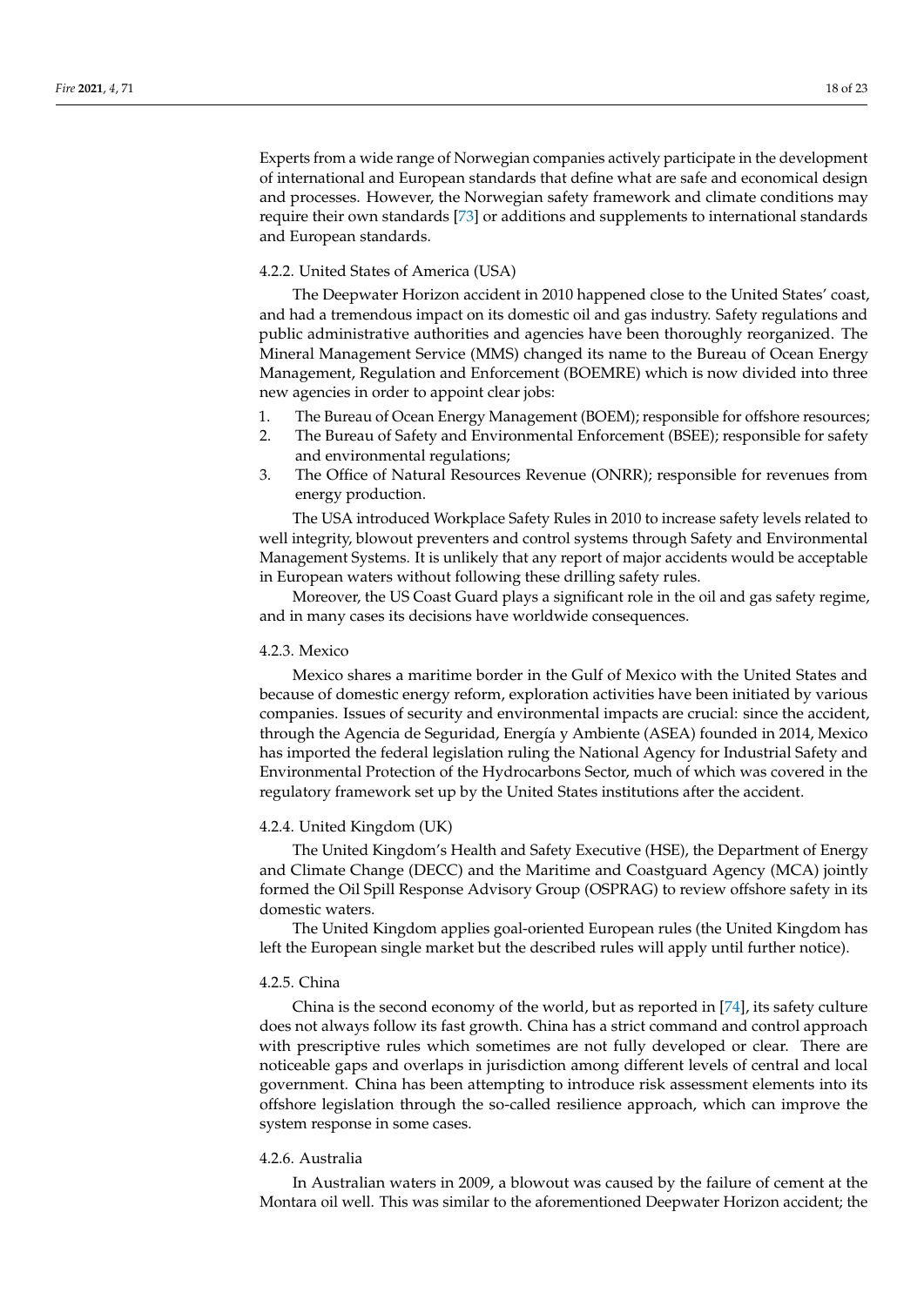Experts from a wide range of Norwegian companies actively participate in the development of international and European standards that define what are safe and economical design and processes. However, the Norwegian safety framework and climate conditions may require their own standards [73] or additions and supplements to international standards and European standards.

#### 4.2.2. United States of America (USA)

The Deepwater Horizon accident in 2010 happened close to the United States' coast, and had a tremendous impact on its domestic oil and gas industry. Safety regulations and public administrative authorities and agencies have been thoroughly reorganized. The Mineral Management Service (MMS) changed its name to the Bureau of Ocean Energy Management, Regulation and Enforcement (BOEMRE) which is now divided into three new agencies in order to appoint clear jobs:

1. The Bureau of Ocean Energy Management (BOEM); responsible for offshore resources;
2. The Bureau of Safety and Environmental Enforcement (BSEE); responsible for safety and environmental regulations;
3. The Office of Natural Resources Revenue (ONRR); responsible for revenues from energy production.

The USA introduced Workplace Safety Rules in 2010 to increase safety levels related to well integrity, blowout preventers and control systems through Safety and Environmental Management Systems. It is unlikely that any report of major accidents would be acceptable in European waters without following these drilling safety rules.

Moreover, the US Coast Guard plays a significant role in the oil and gas safety regime, and in many cases its decisions have worldwide consequences.

#### 4.2.3. Mexico

Mexico shares a maritime border in the Gulf of Mexico with the United States and because of domestic energy reform, exploration activities have been initiated by various companies. Issues of security and environmental impacts are crucial: since the accident, through the Agencia de Seguridad, Energía y Ambiente (ASEA) founded in 2014, Mexico has imported the federal legislation ruling the National Agency for Industrial Safety and Environmental Protection of the Hydrocarbons Sector, much of which was covered in the regulatory framework set up by the United States institutions after the accident.

#### 4.2.4. United Kingdom (UK)

The United Kingdom's Health and Safety Executive (HSE), the Department of Energy and Climate Change (DECC) and the Maritime and Coastguard Agency (MCA) jointly formed the Oil Spill Response Advisory Group (OSPRAG) to review offshore safety in its domestic waters.

The United Kingdom applies goal-oriented European rules (the United Kingdom has left the European single market but the described rules will apply until further notice).

#### 4.2.5. China

China is the second economy of the world, but as reported in [74], its safety culture does not always follow its fast growth. China has a strict command and control approach with prescriptive rules which sometimes are not fully developed or clear. There are noticeable gaps and overlaps in jurisdiction among different levels of central and local government. China has been attempting to introduce risk assessment elements into its offshore legislation through the so-called resilience approach, which can improve the system response in some cases.

#### 4.2.6. Australia

In Australian waters in 2009, a blowout was caused by the failure of cement at the Montara oil well. This was similar to the aforementioned Deepwater Horizon accident; the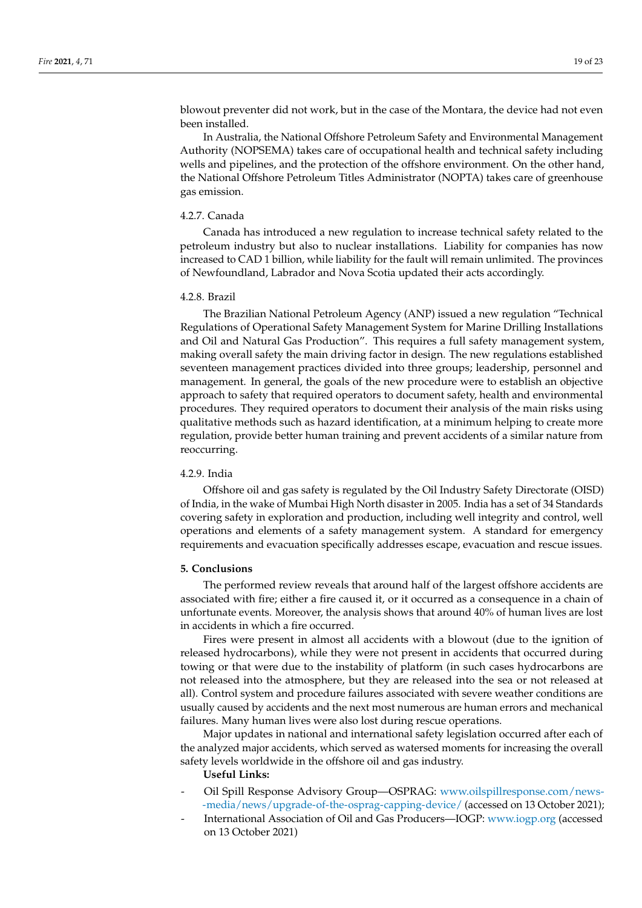blowout preventer did not work, but in the case of the Montara, the device had not even been installed.

In Australia, the National Offshore Petroleum Safety and Environmental Management Authority (NOPSEMA) takes care of occupational health and technical safety including wells and pipelines, and the protection of the offshore environment. On the other hand, the National Offshore Petroleum Titles Administrator (NOPTA) takes care of greenhouse gas emission.

#### 4.2.7. Canada

Canada has introduced a new regulation to increase technical safety related to the petroleum industry but also to nuclear installations. Liability for companies has now increased to CAD 1 billion, while liability for the fault will remain unlimited. The provinces of Newfoundland, Labrador and Nova Scotia updated their acts accordingly.

#### 4.2.8. Brazil

The Brazilian National Petroleum Agency (ANP) issued a new regulation "Technical Regulations of Operational Safety Management System for Marine Drilling Installations and Oil and Natural Gas Production". This requires a full safety management system, making overall safety the main driving factor in design. The new regulations established seventeen management practices divided into three groups; leadership, personnel and management. In general, the goals of the new procedure were to establish an objective approach to safety that required operators to document safety, health and environmental procedures. They required operators to document their analysis of the main risks using qualitative methods such as hazard identification, at a minimum helping to create more regulation, provide better human training and prevent accidents of a similar nature from reoccurring.

#### 4.2.9. India

Offshore oil and gas safety is regulated by the Oil Industry Safety Directorate (OISD) of India, in the wake of Mumbai High North disaster in 2005. India has a set of 34 Standards covering safety in exploration and production, including well integrity and control, well operations and elements of a safety management system. A standard for emergency requirements and evacuation specifically addresses escape, evacuation and rescue issues.

## 5. Conclusions

The performed review reveals that around half of the largest offshore accidents are associated with fire; either a fire caused it, or it occurred as a consequence in a chain of unfortunate events. Moreover, the analysis shows that around 40% of human lives are lost in accidents in which a fire occurred.

Fires were present in almost all accidents with a blowout (due to the ignition of released hydrocarbons), while they were not present in accidents that occurred during towing or that were due to the instability of platform (in such cases hydrocarbons are not released into the atmosphere, but they are released into the sea or not released at all). Control system and procedure failures associated with severe weather conditions are usually caused by accidents and the next most numerous are human errors and mechanical failures. Many human lives were also lost during rescue operations.

Major updates in national and international safety legislation occurred after each of the analyzed major accidents, which served as watersed moments for increasing the overall safety levels worldwide in the offshore oil and gas industry.

**Useful Links:**

- Oil Spill Response Advisory Group—OSPRAG: www.oilspillresponse.com/news--media/news/upgrade-of-the-osprag-capping-device/ (accessed on 13 October 2021);
- International Association of Oil and Gas Producers—IOGP: www.iogp.org (accessed on 13 October 2021)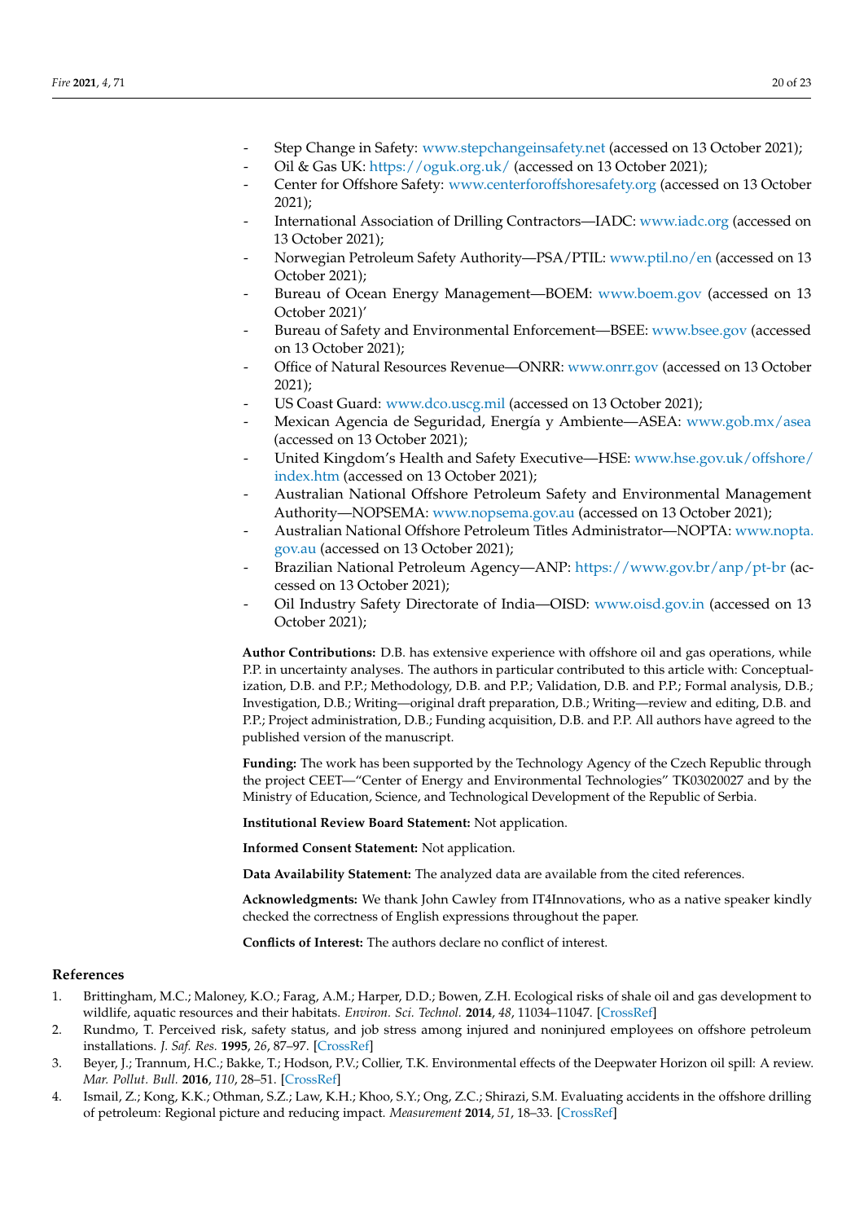- Step Change in Safety: www.stepchangeinsafety.net (accessed on 13 October 2021);
- Oil & Gas UK: https://oguk.org.uk/ (accessed on 13 October 2021);
- Center for Offshore Safety: www.centerforoffshoresafety.org (accessed on 13 October 2021);
- International Association of Drilling Contractors—IADC: www.iadc.org (accessed on 13 October 2021);
- Norwegian Petroleum Safety Authority—PSA/PTIL: www.ptil.no/en (accessed on 13 October 2021);
- Bureau of Ocean Energy Management—BOEM: www.boem.gov (accessed on 13 October 2021)'
- Bureau of Safety and Environmental Enforcement—BSEE: www.bsee.gov (accessed on 13 October 2021);
- Office of Natural Resources Revenue—ONRR: www.onrr.gov (accessed on 13 October 2021);
- US Coast Guard: www.dco.uscg.mil (accessed on 13 October 2021);
- Mexican Agencia de Seguridad, Energía y Ambiente—ASEA: www.gob.mx/asea (accessed on 13 October 2021);
- United Kingdom's Health and Safety Executive—HSE: www.hse.gov.uk/offshore/index.htm (accessed on 13 October 2021);
- Australian National Offshore Petroleum Safety and Environmental Management Authority—NOPSEMA: www.nopsema.gov.au (accessed on 13 October 2021);
- Australian National Offshore Petroleum Titles Administrator—NOPTA: www.nopta.gov.au (accessed on 13 October 2021);
- Brazilian National Petroleum Agency—ANP: https://www.gov.br/anp/pt-br (accessed on 13 October 2021);
- Oil Industry Safety Directorate of India—OISD: www.oisd.gov.in (accessed on 13 October 2021);

**Author Contributions:** D.B. has extensive experience with offshore oil and gas operations, while P.P. in uncertainty analyses. The authors in particular contributed to this article with: Conceptualization, D.B. and P.P.; Methodology, D.B. and P.P.; Validation, D.B. and P.P.; Formal analysis, D.B.; Investigation, D.B.; Writing—original draft preparation, D.B.; Writing—review and editing, D.B. and P.P.; Project administration, D.B.; Funding acquisition, D.B. and P.P. All authors have agreed to the published version of the manuscript.

**Funding:** The work has been supported by the Technology Agency of the Czech Republic through the project CEET—"Center of Energy and Environmental Technologies" TK03020027 and by the Ministry of Education, Science, and Technological Development of the Republic of Serbia.

**Institutional Review Board Statement:** Not application.

**Informed Consent Statement:** Not application.

**Data Availability Statement:** The analyzed data are available from the cited references.

**Acknowledgments:** We thank John Cawley from IT4Innovations, who as a native speaker kindly checked the correctness of English expressions throughout the paper.

**Conflicts of Interest:** The authors declare no conflict of interest.

## References

1. Brittingham, M.C.; Maloney, K.O.; Farag, A.M.; Harper, D.D.; Bowen, Z.H. Ecological risks of shale oil and gas development to wildlife, aquatic resources and their habitats. *Environ. Sci. Technol.* **2014**, *48*, 11034–11047. [CrossRef]
2. Rundmo, T. Perceived risk, safety status, and job stress among injured and noninjured employees on offshore petroleum installations. *J. Saf. Res.* **1995**, *26*, 87–97. [CrossRef]
3. Beyer, J.; Trannum, H.C.; Bakke, T.; Hodson, P.V.; Collier, T.K. Environmental effects of the Deepwater Horizon oil spill: A review. *Mar. Pollut. Bull.* **2016**, *110*, 28–51. [CrossRef]
4. Ismail, Z.; Kong, K.K.; Othman, S.Z.; Law, K.H.; Khoo, S.Y.; Ong, Z.C.; Shirazi, S.M. Evaluating accidents in the offshore drilling of petroleum: Regional picture and reducing impact. *Measurement* **2014**, *51*, 18–33. [CrossRef]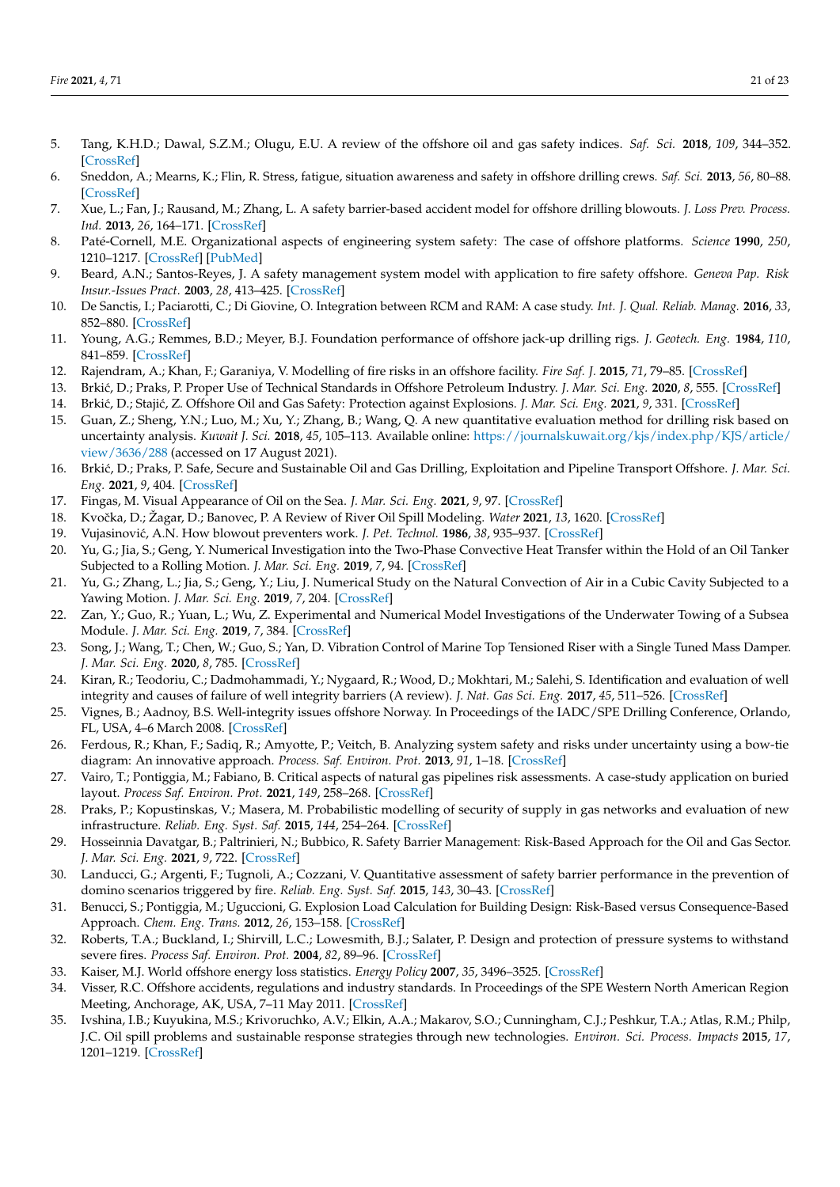5. Tang, K.H.D.; Dawal, S.Z.M.; Olugu, E.U. A review of the offshore oil and gas safety indices. *Saf. Sci.* **2018**, *109*, 344–352. [CrossRef]
6. Sneddon, A.; Mearns, K.; Flin, R. Stress, fatigue, situation awareness and safety in offshore drilling crews. *Saf. Sci.* **2013**, *56*, 80–88. [CrossRef]
7. Xue, L.; Fan, J.; Rausand, M.; Zhang, L. A safety barrier-based accident model for offshore drilling blowouts. *J. Loss Prev. Process. Ind.* **2013**, *26*, 164–171. [CrossRef]
8. Paté-Cornell, M.E. Organizational aspects of engineering system safety: The case of offshore platforms. *Science* **1990**, *250*, 1210–1217. [CrossRef] [PubMed]
9. Beard, A.N.; Santos-Reyes, J. A safety management system model with application to fire safety offshore. *Geneva Pap. Risk Insur.-Issues Pract.* **2003**, *28*, 413–425. [CrossRef]
10. De Sanctis, I.; Paciarotti, C.; Di Giovine, O. Integration between RCM and RAM: A case study. *Int. J. Qual. Reliab. Manag.* **2016**, *33*, 852–880. [CrossRef]
11. Young, A.G.; Remmes, B.D.; Meyer, B.J. Foundation performance of offshore jack-up drilling rigs. *J. Geotech. Eng.* **1984**, *110*, 841–859. [CrossRef]
12. Rajendram, A.; Khan, F.; Garaniya, V. Modelling of fire risks in an offshore facility. *Fire Saf. J.* **2015**, *71*, 79–85. [CrossRef]
13. Brkić, D.; Praks, P. Proper Use of Technical Standards in Offshore Petroleum Industry. *J. Mar. Sci. Eng.* **2020**, *8*, 555. [CrossRef]
14. Brkić, D.; Stajić, Z. Offshore Oil and Gas Safety: Protection against Explosions. *J. Mar. Sci. Eng.* **2021**, *9*, 331. [CrossRef]
15. Guan, Z.; Sheng, Y.N.; Luo, M.; Xu, Y.; Zhang, B.; Wang, Q. A new quantitative evaluation method for drilling risk based on uncertainty analysis. *Kuwait J. Sci.* **2018**, *45*, 105–113. Available online: https://journalskuwait.org/kjs/index.php/KJS/article/view/3636/288 (accessed on 17 August 2021).
16. Brkić, D.; Praks, P. Safe, Secure and Sustainable Oil and Gas Drilling, Exploitation and Pipeline Transport Offshore. *J. Mar. Sci. Eng.* **2021**, *9*, 404. [CrossRef]
17. Fingas, M. Visual Appearance of Oil on the Sea. *J. Mar. Sci. Eng.* **2021**, *9*, 97. [CrossRef]
18. Kvočka, D.; Žagar, D.; Banovec, P. A Review of River Oil Spill Modeling. *Water* **2021**, *13*, 1620. [CrossRef]
19. Vujasinović, A.N. How blowout preventers work. *J. Pet. Technol.* **1986**, *38*, 935–937. [CrossRef]
20. Yu, G.; Jia, S.; Geng, Y. Numerical Investigation into the Two-Phase Convective Heat Transfer within the Hold of an Oil Tanker Subjected to a Rolling Motion. *J. Mar. Sci. Eng.* **2019**, *7*, 94. [CrossRef]
21. Yu, G.; Zhang, L.; Jia, S.; Geng, Y.; Liu, J. Numerical Study on the Natural Convection of Air in a Cubic Cavity Subjected to a Yawing Motion. *J. Mar. Sci. Eng.* **2019**, *7*, 204. [CrossRef]
22. Zan, Y.; Guo, R.; Yuan, L.; Wu, Z. Experimental and Numerical Model Investigations of the Underwater Towing of a Subsea Module. *J. Mar. Sci. Eng.* **2019**, *7*, 384. [CrossRef]
23. Song, J.; Wang, T.; Chen, W.; Guo, S.; Yan, D. Vibration Control of Marine Top Tensioned Riser with a Single Tuned Mass Damper. *J. Mar. Sci. Eng.* **2020**, *8*, 785. [CrossRef]
24. Kiran, R.; Teodoriu, C.; Dadmohammadi, Y.; Nygaard, R.; Wood, D.; Mokhtari, M.; Salehi, S. Identification and evaluation of well integrity and causes of failure of well integrity barriers (A review). *J. Nat. Gas Sci. Eng.* **2017**, *45*, 511–526. [CrossRef]
25. Vignes, B.; Aadnoy, B.S. Well-integrity issues offshore Norway. In Proceedings of the IADC/SPE Drilling Conference, Orlando, FL, USA, 4–6 March 2008. [CrossRef]
26. Ferdous, R.; Khan, F.; Sadiq, R.; Amyotte, P.; Veitch, B. Analyzing system safety and risks under uncertainty using a bow-tie diagram: An innovative approach. *Process. Saf. Environ. Prot.* **2013**, *91*, 1–18. [CrossRef]
27. Vairo, T.; Pontiggia, M.; Fabiano, B. Critical aspects of natural gas pipelines risk assessments. A case-study application on buried layout. *Process Saf. Environ. Prot.* **2021**, *149*, 258–268. [CrossRef]
28. Praks, P.; Kopustinskas, V.; Masera, M. Probabilistic modelling of security of supply in gas networks and evaluation of new infrastructure. *Reliab. Eng. Syst. Saf.* **2015**, *144*, 254–264. [CrossRef]
29. Hosseinnia Davatgar, B.; Paltrinieri, N.; Bubbico, R. Safety Barrier Management: Risk-Based Approach for the Oil and Gas Sector. *J. Mar. Sci. Eng.* **2021**, *9*, 722. [CrossRef]
30. Landucci, G.; Argenti, F.; Tugnoli, A.; Cozzani, V. Quantitative assessment of safety barrier performance in the prevention of domino scenarios triggered by fire. *Reliab. Eng. Syst. Saf.* **2015**, *143*, 30–43. [CrossRef]
31. Benucci, S.; Pontiggia, M.; Uguccioni, G. Explosion Load Calculation for Building Design: Risk-Based versus Consequence-Based Approach. *Chem. Eng. Trans.* **2012**, *26*, 153–158. [CrossRef]
32. Roberts, T.A.; Buckland, I.; Shirvill, L.C.; Lowesmith, B.J.; Salater, P. Design and protection of pressure systems to withstand severe fires. *Process Saf. Environ. Prot.* **2004**, *82*, 89–96. [CrossRef]
33. Kaiser, M.J. World offshore energy loss statistics. *Energy Policy* **2007**, *35*, 3496–3525. [CrossRef]
34. Visser, R.C. Offshore accidents, regulations and industry standards. In Proceedings of the SPE Western North American Region Meeting, Anchorage, AK, USA, 7–11 May 2011. [CrossRef]
35. Ivshina, I.B.; Kuyukina, M.S.; Krivoruchko, A.V.; Elkin, A.A.; Makarov, S.O.; Cunningham, C.J.; Peshkur, T.A.; Atlas, R.M.; Philp, J.C. Oil spill problems and sustainable response strategies through new technologies. *Environ. Sci. Process. Impacts* **2015**, *17*, 1201–1219. [CrossRef]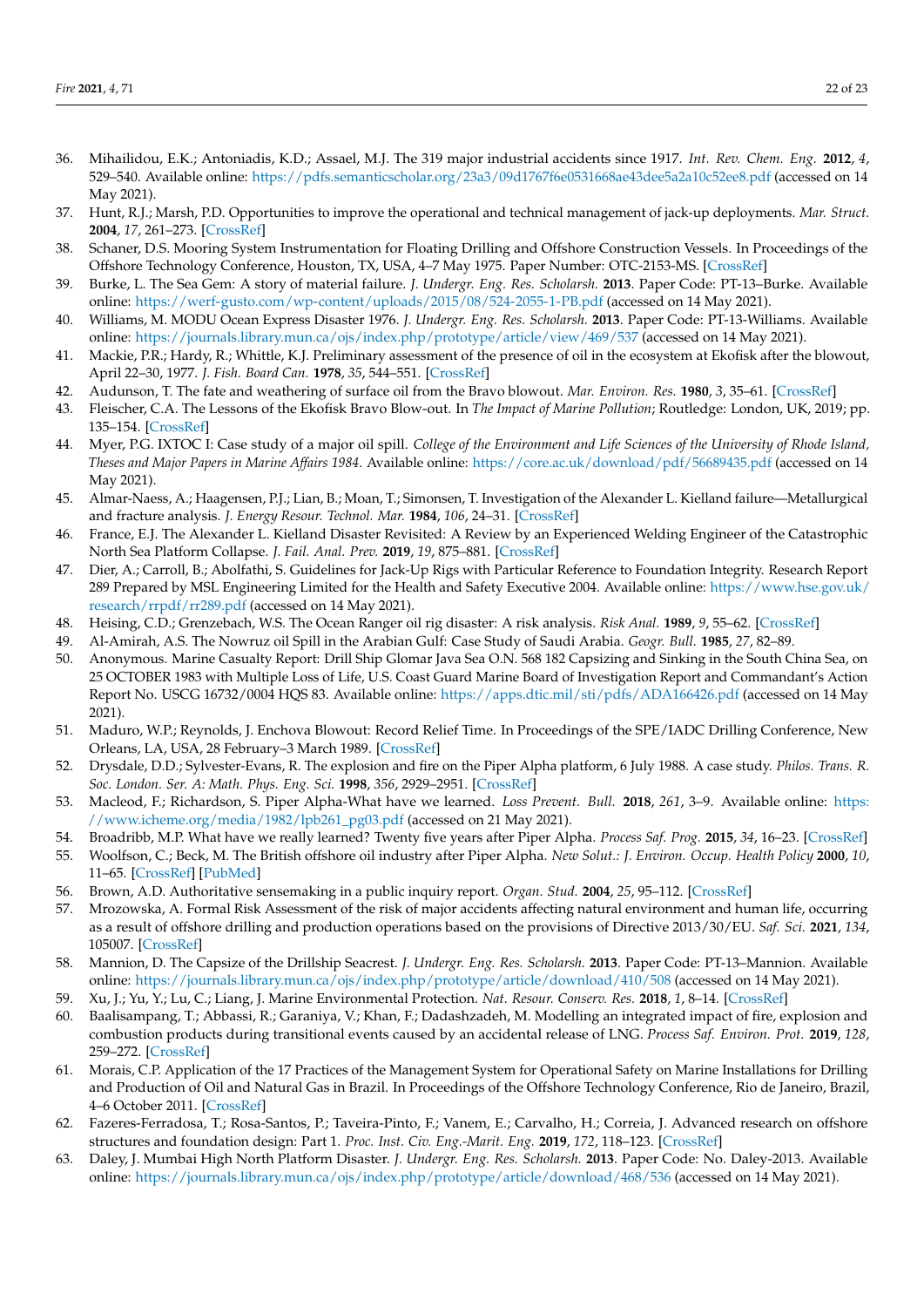36. Mihailidou, E.K.; Antoniadis, K.D.; Assael, M.J. The 319 major industrial accidents since 1917. *Int. Rev. Chem. Eng.* **2012**, *4*, 529–540. Available online: https://pdfs.semanticscholar.org/23a3/09d1767f6e0531668ae43dee5a2a10c52ee8.pdf (accessed on 14 May 2021).
37. Hunt, R.J.; Marsh, P.D. Opportunities to improve the operational and technical management of jack-up deployments. *Mar. Struct.* **2004**, *17*, 261–273. [CrossRef]
38. Schaner, D.S. Mooring System Instrumentation for Floating Drilling and Offshore Construction Vessels. In Proceedings of the Offshore Technology Conference, Houston, TX, USA, 4–7 May 1975. Paper Number: OTC-2153-MS. [CrossRef]
39. Burke, L. The Sea Gem: A story of material failure. *J. Undergr. Eng. Res. Scholarsh.* **2013**. Paper Code: PT-13–Burke. Available online: https://werf-gusto.com/wp-content/uploads/2015/08/524-2055-1-PB.pdf (accessed on 14 May 2021).
40. Williams, M. MODU Ocean Express Disaster 1976. *J. Undergr. Eng. Res. Scholarsh.* **2013**. Paper Code: PT-13-Williams. Available online: https://journals.library.mun.ca/ojs/index.php/prototype/article/view/469/537 (accessed on 14 May 2021).
41. Mackie, P.R.; Hardy, R.; Whittle, K.J. Preliminary assessment of the presence of oil in the ecosystem at Ekofisk after the blowout, April 22–30, 1977. *J. Fish. Board Can.* **1978**, *35*, 544–551. [CrossRef]
42. Audunson, T. The fate and weathering of surface oil from the Bravo blowout. *Mar. Environ. Res.* **1980**, *3*, 35–61. [CrossRef]
43. Fleischer, C.A. The Lessons of the Ekofisk Bravo Blow-out. In *The Impact of Marine Pollution*; Routledge: London, UK, 2019; pp. 135–154. [CrossRef]
44. Myer, P.G. IXTOC I: Case study of a major oil spill. *College of the Environment and Life Sciences of the University of Rhode Island, Theses and Major Papers in Marine Affairs 1984*. Available online: https://core.ac.uk/download/pdf/56689435.pdf (accessed on 14 May 2021).
45. Almar-Naess, A.; Haagensen, P.J.; Lian, B.; Moan, T.; Simonsen, T. Investigation of the Alexander L. Kielland failure—Metallurgical and fracture analysis. *J. Energy Resour. Technol. Mar.* **1984**, *106*, 24–31. [CrossRef]
46. France, E.J. The Alexander L. Kielland Disaster Revisited: A Review by an Experienced Welding Engineer of the Catastrophic North Sea Platform Collapse. *J. Fail. Anal. Prev.* **2019**, *19*, 875–881. [CrossRef]
47. Dier, A.; Carroll, B.; Abolfathi, S. Guidelines for Jack-Up Rigs with Particular Reference to Foundation Integrity. Research Report 289 Prepared by MSL Engineering Limited for the Health and Safety Executive 2004. Available online: https://www.hse.gov.uk/research/rrpdf/rr289.pdf (accessed on 14 May 2021).
48. Heising, C.D.; Grenzebach, W.S. The Ocean Ranger oil rig disaster: A risk analysis. *Risk Anal.* **1989**, *9*, 55–62. [CrossRef]
49. Al-Amirah, A.S. The Nowruz oil Spill in the Arabian Gulf: Case Study of Saudi Arabia. *Geogr. Bull.* **1985**, *27*, 82–89.
50. Anonymous. Marine Casualty Report: Drill Ship Glomar Java Sea O.N. 568 182 Capsizing and Sinking in the South China Sea, on 25 OCTOBER 1983 with Multiple Loss of Life, U.S. Coast Guard Marine Board of Investigation Report and Commandant's Action Report No. USCG 16732/0004 HQS 83. Available online: https://apps.dtic.mil/sti/pdfs/ADA166426.pdf (accessed on 14 May 2021).
51. Maduro, W.P.; Reynolds, J. Enchova Blowout: Record Relief Time. In Proceedings of the SPE/IADC Drilling Conference, New Orleans, LA, USA, 28 February–3 March 1989. [CrossRef]
52. Drysdale, D.D.; Sylvester-Evans, R. The explosion and fire on the Piper Alpha platform, 6 July 1988. A case study. *Philos. Trans. R. Soc. London. Ser. A: Math. Phys. Eng. Sci.* **1998**, *356*, 2929–2951. [CrossRef]
53. Macleod, F.; Richardson, S. Piper Alpha-What have we learned. *Loss Prevent. Bull.* **2018**, *261*, 3–9. Available online: https://www.icheme.org/media/1982/lpb261_pg03.pdf (accessed on 21 May 2021).
54. Broadribb, M.P. What have we really learned? Twenty five years after Piper Alpha. *Process Saf. Prog.* **2015**, *34*, 16–23. [CrossRef]
55. Woolfson, C.; Beck, M. The British offshore oil industry after Piper Alpha. *New Solut.: J. Environ. Occup. Health Policy* **2000**, *10*, 11–65. [CrossRef] [PubMed]
56. Brown, A.D. Authoritative sensemaking in a public inquiry report. *Organ. Stud.* **2004**, *25*, 95–112. [CrossRef]
57. Mrozowska, A. Formal Risk Assessment of the risk of major accidents affecting natural environment and human life, occurring as a result of offshore drilling and production operations based on the provisions of Directive 2013/30/EU. *Saf. Sci.* **2021**, *134*, 105007. [CrossRef]
58. Mannion, D. The Capsize of the Drillship Seacrest. *J. Undergr. Eng. Res. Scholarsh.* **2013**. Paper Code: PT-13–Mannion. Available online: https://journals.library.mun.ca/ojs/index.php/prototype/article/download/410/508 (accessed on 14 May 2021).
59. Xu, J.; Yu, Y.; Lu, C.; Liang, J. Marine Environmental Protection. *Nat. Resour. Conserv. Res.* **2018**, *1*, 8–14. [CrossRef]
60. Baalisampang, T.; Abbassi, R.; Garaniya, V.; Khan, F.; Dadashzadeh, M. Modelling an integrated impact of fire, explosion and combustion products during transitional events caused by an accidental release of LNG. *Process Saf. Environ. Prot.* **2019**, *128*, 259–272. [CrossRef]
61. Morais, C.P. Application of the 17 Practices of the Management System for Operational Safety on Marine Installations for Drilling and Production of Oil and Natural Gas in Brazil. In Proceedings of the Offshore Technology Conference, Rio de Janeiro, Brazil, 4–6 October 2011. [CrossRef]
62. Fazeres-Ferradosa, T.; Rosa-Santos, P.; Taveira-Pinto, F.; Vanem, E.; Carvalho, H.; Correia, J. Advanced research on offshore structures and foundation design: Part 1. *Proc. Inst. Civ. Eng.-Marit. Eng.* **2019**, *172*, 118–123. [CrossRef]
63. Daley, J. Mumbai High North Platform Disaster. *J. Undergr. Eng. Res. Scholarsh.* **2013**. Paper Code: No. Daley-2013. Available online: https://journals.library.mun.ca/ojs/index.php/prototype/article/download/468/536 (accessed on 14 May 2021).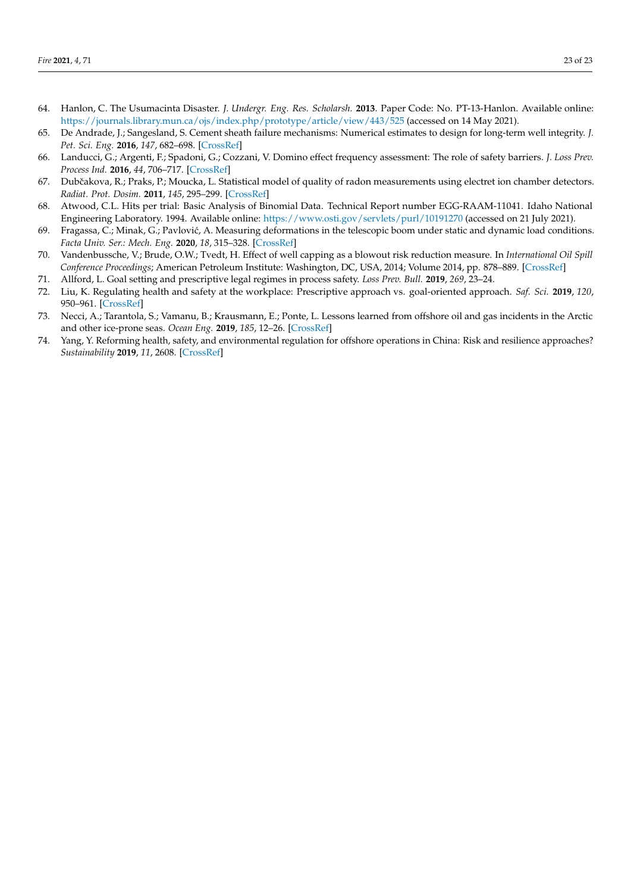64. Hanlon, C. The Usumacinta Disaster. *J. Undergr. Eng. Res. Scholarsh.* **2013**. Paper Code: No. PT-13-Hanlon. Available online: https://journals.library.mun.ca/ojs/index.php/prototype/article/view/443/525 (accessed on 14 May 2021).
65. De Andrade, J.; Sangesland, S. Cement sheath failure mechanisms: Numerical estimates to design for long-term well integrity. *J. Pet. Sci. Eng.* **2016**, *147*, 682–698. [CrossRef]
66. Landucci, G.; Argenti, F.; Spadoni, G.; Cozzani, V. Domino effect frequency assessment: The role of safety barriers. *J. Loss Prev. Process Ind.* **2016**, *44*, 706–717. [CrossRef]
67. Dubčakova, R.; Praks, P.; Moucka, L. Statistical model of quality of radon measurements using electret ion chamber detectors. *Radiat. Prot. Dosim.* **2011**, *145*, 295–299. [CrossRef]
68. Atwood, C.L. Hits per trial: Basic Analysis of Binomial Data. Technical Report number EGG-RAAM-11041. Idaho National Engineering Laboratory. 1994. Available online: https://www.osti.gov/servlets/purl/10191270 (accessed on 21 July 2021).
69. Fragassa, C.; Minak, G.; Pavlović, A. Measuring deformations in the telescopic boom under static and dynamic load conditions. *Facta Univ. Ser.: Mech. Eng.* **2020**, *18*, 315–328. [CrossRef]
70. Vandenbussche, V.; Brude, O.W.; Tvedt, H. Effect of well capping as a blowout risk reduction measure. In *International Oil Spill Conference Proceedings*; American Petroleum Institute: Washington, DC, USA, 2014; Volume 2014, pp. 878–889. [CrossRef]
71. Allford, L. Goal setting and prescriptive legal regimes in process safety. *Loss Prev. Bull.* **2019**, *269*, 23–24.
72. Liu, K. Regulating health and safety at the workplace: Prescriptive approach vs. goal-oriented approach. *Saf. Sci.* **2019**, *120*, 950–961. [CrossRef]
73. Necci, A.; Tarantola, S.; Vamanu, B.; Krausmann, E.; Ponte, L. Lessons learned from offshore oil and gas incidents in the Arctic and other ice-prone seas. *Ocean Eng.* **2019**, *185*, 12–26. [CrossRef]
74. Yang, Y. Reforming health, safety, and environmental regulation for offshore operations in China: Risk and resilience approaches? *Sustainability* **2019**, *11*, 2608. [CrossRef]